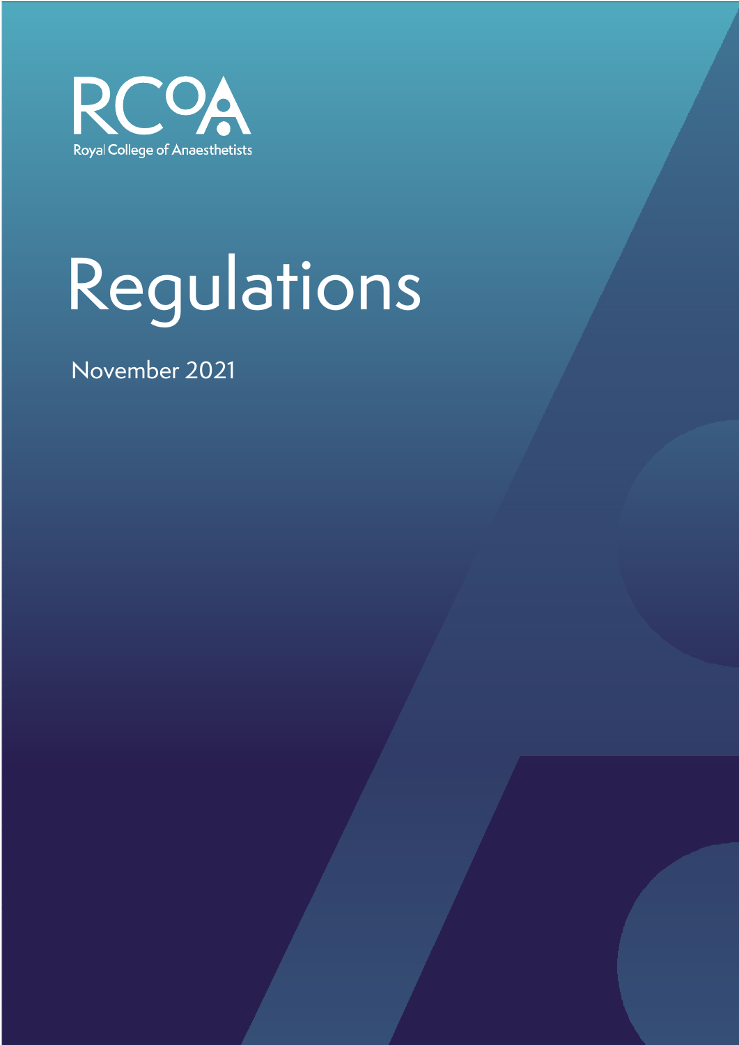RCoA

Royal College of Anaesthetists

# Regulations

November 2021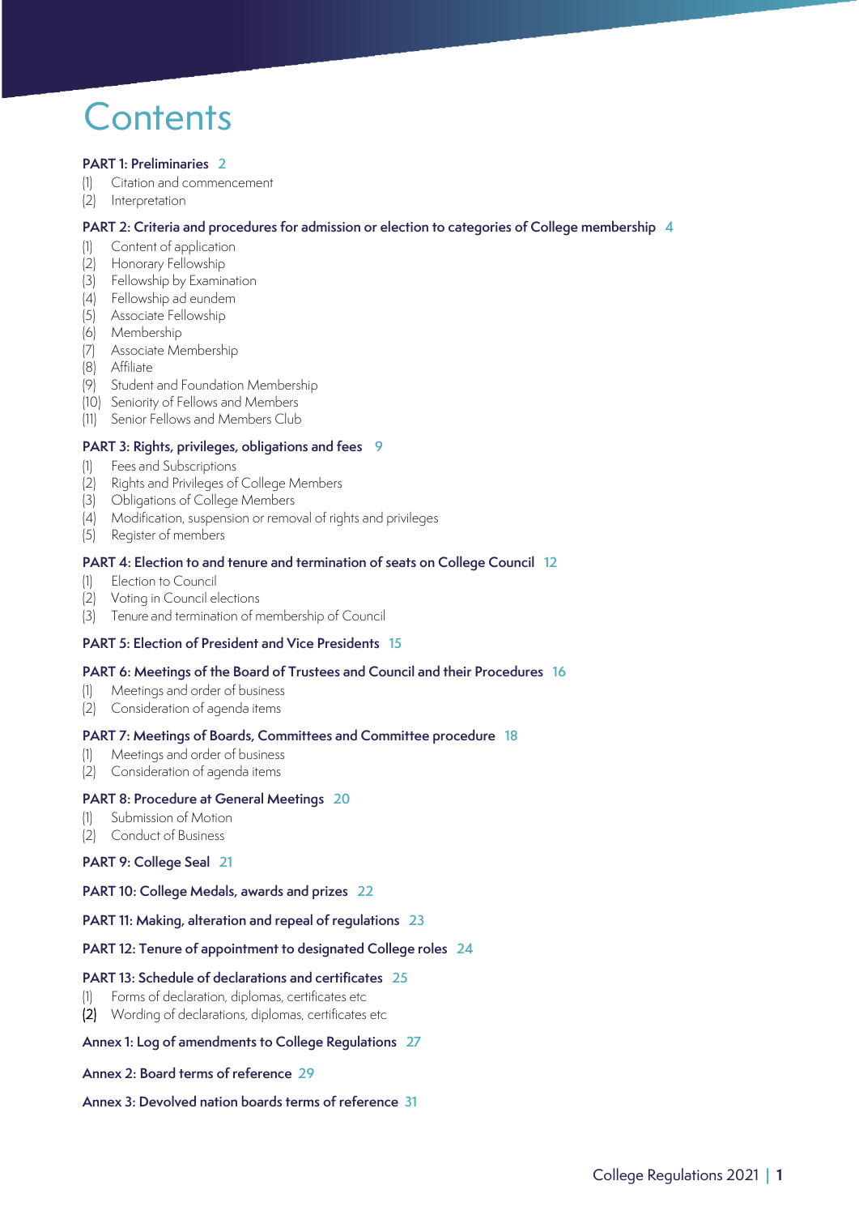# Contents

**PART 1: Preliminaries** 2

(1) Citation and commencement
(2) Interpretation

**PART 2: Criteria and procedures for admission or election to categories of College membership** 4

(1) Content of application
(2) Honorary Fellowship
(3) Fellowship by Examination
(4) Fellowship ad eundem
(5) Associate Fellowship
(6) Membership
(7) Associate Membership
(8) Affiliate
(9) Student and Foundation Membership
(10) Seniority of Fellows and Members
(11) Senior Fellows and Members Club

**PART 3: Rights, privileges, obligations and fees** 9

(1) Fees and Subscriptions
(2) Rights and Privileges of College Members
(3) Obligations of College Members
(4) Modification, suspension or removal of rights and privileges
(5) Register of members

**PART 4: Election to and tenure and termination of seats on College Council** 12

(1) Election to Council
(2) Voting in Council elections
(3) Tenure and termination of membership of Council

**PART 5: Election of President and Vice Presidents** 15

**PART 6: Meetings of the Board of Trustees and Council and their Procedures** 16

(1) Meetings and order of business
(2) Consideration of agenda items

**PART 7: Meetings of Boards, Committees and Committee procedure** 18

(1) Meetings and order of business
(2) Consideration of agenda items

**PART 8: Procedure at General Meetings** 20

(1) Submission of Motion
(2) Conduct of Business

**PART 9: College Seal** 21

**PART 10: College Medals, awards and prizes** 22

**PART 11: Making, alteration and repeal of regulations** 23

**PART 12: Tenure of appointment to designated College roles** 24

**PART 13: Schedule of declarations and certificates** 25

(1) Forms of declaration, diplomas, certificates etc
(2) Wording of declarations, diplomas, certificates etc

**Annex 1: Log of amendments to College Regulations** 27

**Annex 2: Board terms of reference** 29

**Annex 3: Devolved nation boards terms of reference** 31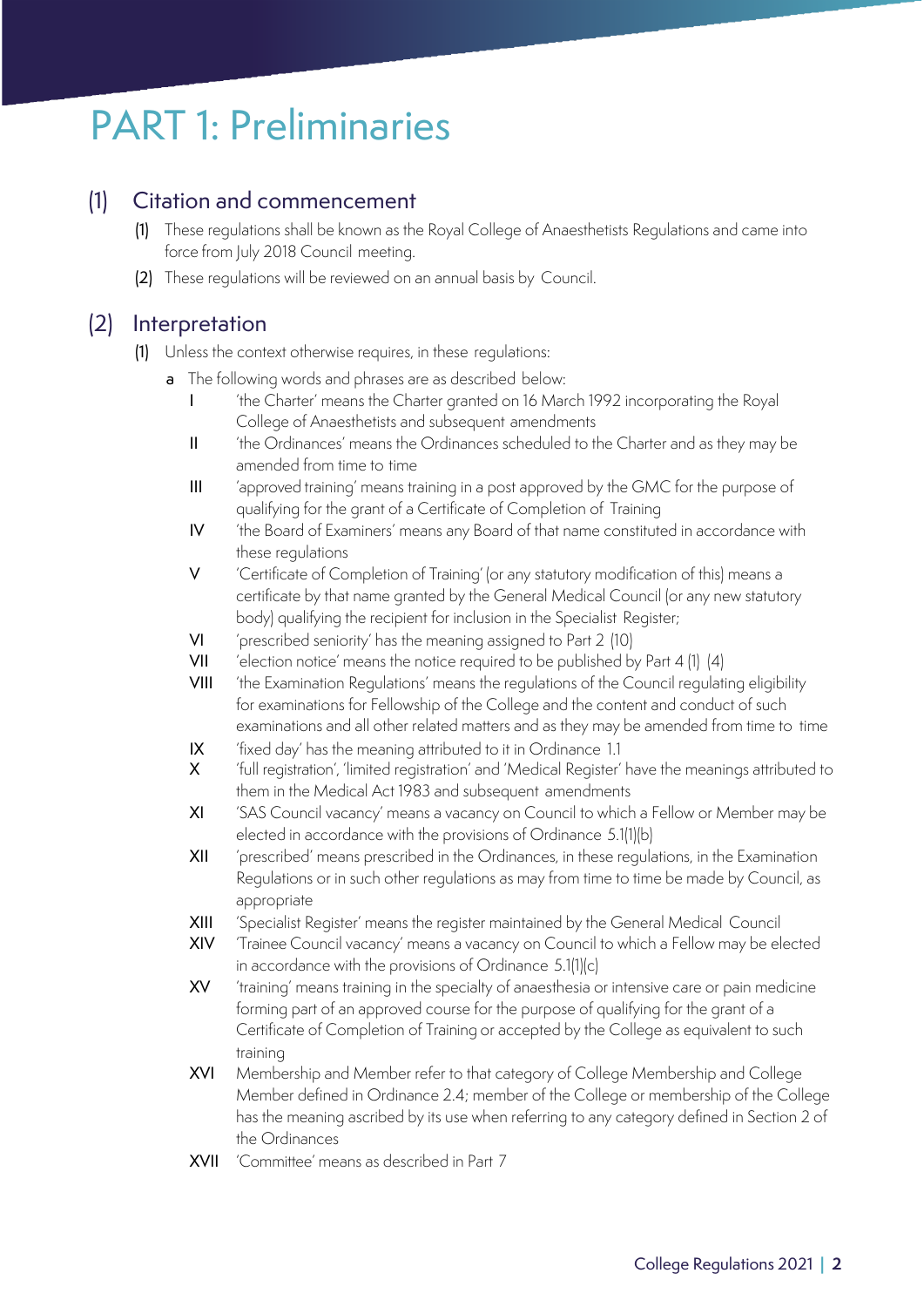# PART 1: Preliminaries

## (1) Citation and commencement

(1) These regulations shall be known as the Royal College of Anaesthetists Regulations and came into force from July 2018 Council meeting.

(2) These regulations will be reviewed on an annual basis by Council.

## (2) Interpretation

(1) Unless the context otherwise requires, in these regulations:

a The following words and phrases are as described below:

- I 'the Charter' means the Charter granted on 16 March 1992 incorporating the Royal College of Anaesthetists and subsequent amendments
- II 'the Ordinances' means the Ordinances scheduled to the Charter and as they may be amended from time to time
- III 'approved training' means training in a post approved by the GMC for the purpose of qualifying for the grant of a Certificate of Completion of Training
- IV 'the Board of Examiners' means any Board of that name constituted in accordance with these regulations
- V 'Certificate of Completion of Training' (or any statutory modification of this) means a certificate by that name granted by the General Medical Council (or any new statutory body) qualifying the recipient for inclusion in the Specialist Register;
- VI 'prescribed seniority' has the meaning assigned to Part 2 (10)
- VII 'election notice' means the notice required to be published by Part 4 (1) (4)
- VIII 'the Examination Regulations' means the regulations of the Council regulating eligibility for examinations for Fellowship of the College and the content and conduct of such examinations and all other related matters and as they may be amended from time to time
- IX 'fixed day' has the meaning attributed to it in Ordinance 1.1
- X 'full registration', 'limited registration' and 'Medical Register' have the meanings attributed to them in the Medical Act 1983 and subsequent amendments
- XI 'SAS Council vacancy' means a vacancy on Council to which a Fellow or Member may be elected in accordance with the provisions of Ordinance 5.1(1)(b)
- XII 'prescribed' means prescribed in the Ordinances, in these regulations, in the Examination Regulations or in such other regulations as may from time to time be made by Council, as appropriate
- XIII 'Specialist Register' means the register maintained by the General Medical Council
- XIV 'Trainee Council vacancy' means a vacancy on Council to which a Fellow may be elected in accordance with the provisions of Ordinance 5.1(1)(c)
- XV 'training' means training in the specialty of anaesthesia or intensive care or pain medicine forming part of an approved course for the purpose of qualifying for the grant of a Certificate of Completion of Training or accepted by the College as equivalent to such training
- XVI Membership and Member refer to that category of College Membership and College Member defined in Ordinance 2.4; member of the College or membership of the College has the meaning ascribed by its use when referring to any category defined in Section 2 of the Ordinances
- XVII 'Committee' means as described in Part 7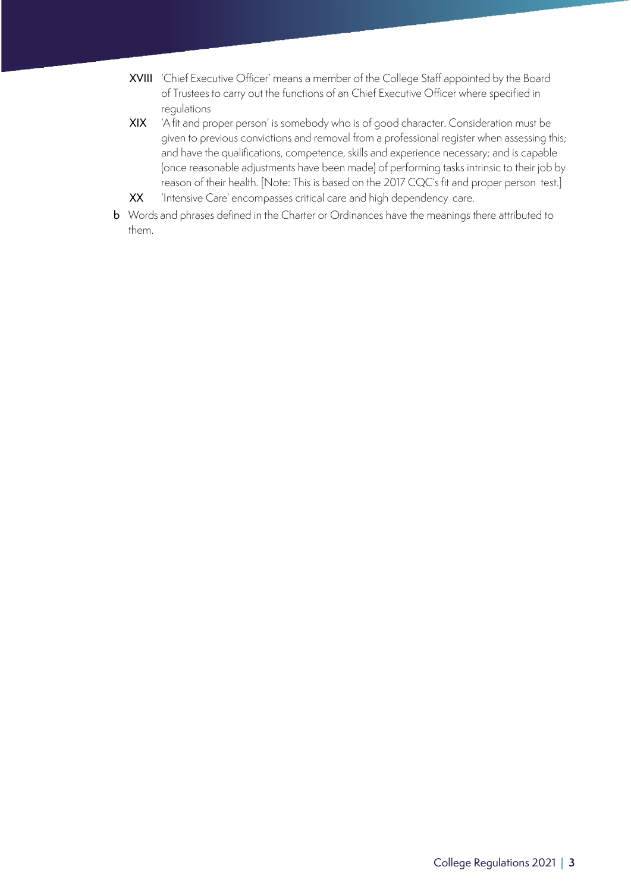XVIII 'Chief Executive Officer' means a member of the College Staff appointed by the Board of Trustees to carry out the functions of an Chief Executive Officer where specified in regulations

XIX 'A fit and proper person' is somebody who is of good character. Consideration must be given to previous convictions and removal from a professional register when assessing this; and have the qualifications, competence, skills and experience necessary; and is capable (once reasonable adjustments have been made) of performing tasks intrinsic to their job by reason of their health. [Note: This is based on the 2017 CQC's fit and proper person test.]

XX 'Intensive Care' encompasses critical care and high dependency care.

b Words and phrases defined in the Charter or Ordinances have the meanings there attributed to them.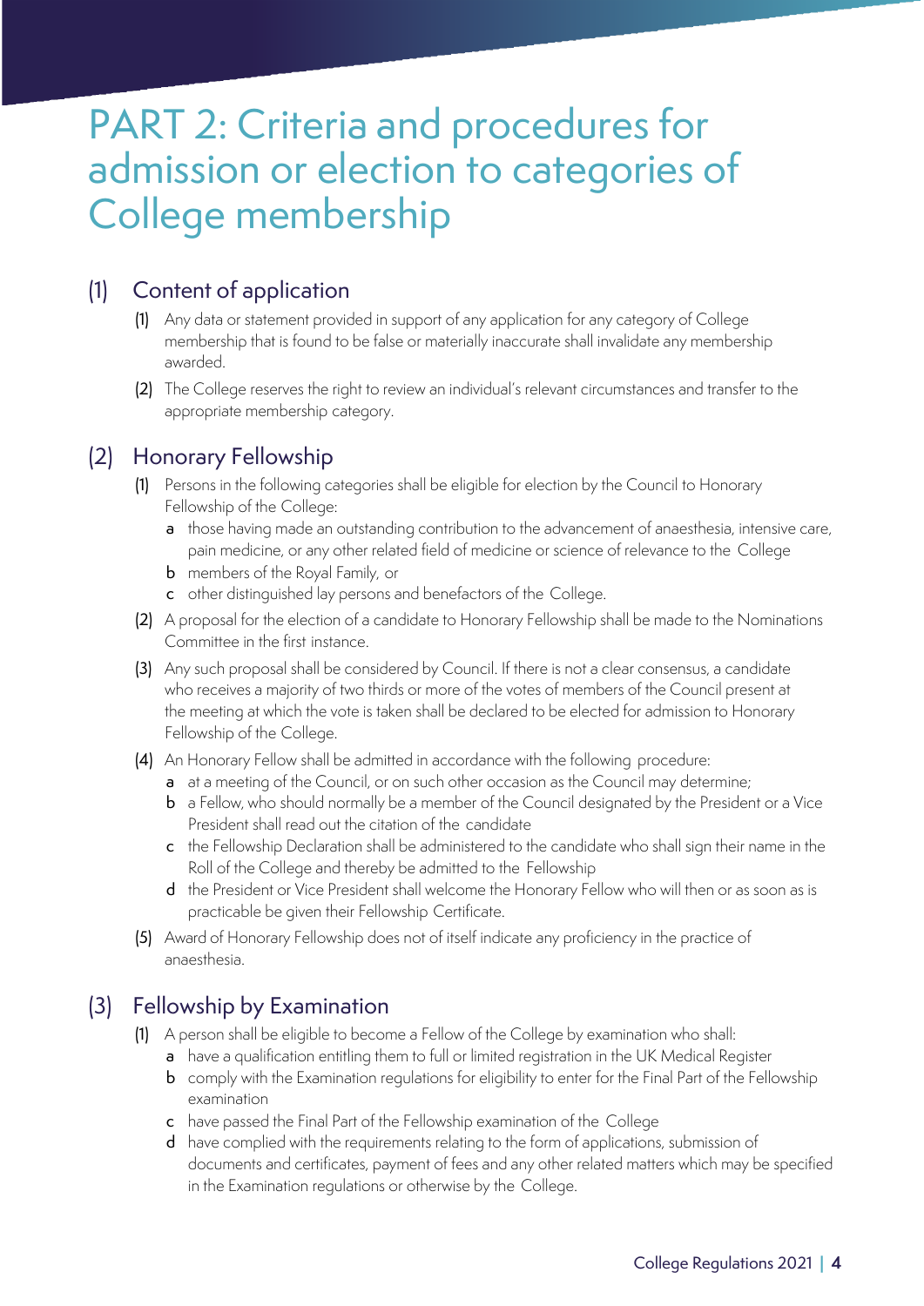# PART 2: Criteria and procedures for admission or election to categories of College membership

## (1) Content of application

(1) Any data or statement provided in support of any application for any category of College membership that is found to be false or materially inaccurate shall invalidate any membership awarded.

(2) The College reserves the right to review an individual's relevant circumstances and transfer to the appropriate membership category.

## (2) Honorary Fellowship

(1) Persons in the following categories shall be eligible for election by the Council to Honorary Fellowship of the College:

- a those having made an outstanding contribution to the advancement of anaesthesia, intensive care, pain medicine, or any other related field of medicine or science of relevance to the College
- b members of the Royal Family, or
- c other distinguished lay persons and benefactors of the College.

(2) A proposal for the election of a candidate to Honorary Fellowship shall be made to the Nominations Committee in the first instance.

(3) Any such proposal shall be considered by Council. If there is not a clear consensus, a candidate who receives a majority of two thirds or more of the votes of members of the Council present at the meeting at which the vote is taken shall be declared to be elected for admission to Honorary Fellowship of the College.

(4) An Honorary Fellow shall be admitted in accordance with the following procedure:

- a at a meeting of the Council, or on such other occasion as the Council may determine;
- b a Fellow, who should normally be a member of the Council designated by the President or a Vice President shall read out the citation of the candidate
- c the Fellowship Declaration shall be administered to the candidate who shall sign their name in the Roll of the College and thereby be admitted to the Fellowship
- d the President or Vice President shall welcome the Honorary Fellow who will then or as soon as is practicable be given their Fellowship Certificate.

(5) Award of Honorary Fellowship does not of itself indicate any proficiency in the practice of anaesthesia.

## (3) Fellowship by Examination

(1) A person shall be eligible to become a Fellow of the College by examination who shall:

- a have a qualification entitling them to full or limited registration in the UK Medical Register
- b comply with the Examination regulations for eligibility to enter for the Final Part of the Fellowship examination
- c have passed the Final Part of the Fellowship examination of the College
- d have complied with the requirements relating to the form of applications, submission of documents and certificates, payment of fees and any other related matters which may be specified in the Examination regulations or otherwise by the College.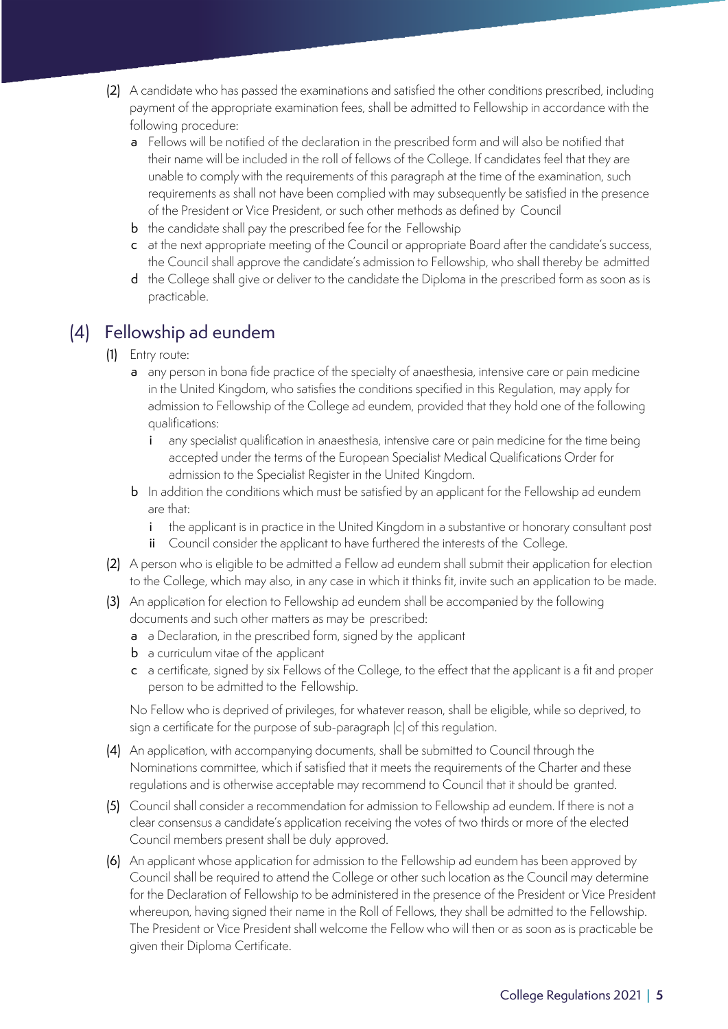(2) A candidate who has passed the examinations and satisfied the other conditions prescribed, including payment of the appropriate examination fees, shall be admitted to Fellowship in accordance with the following procedure:

- a Fellows will be notified of the declaration in the prescribed form and will also be notified that their name will be included in the roll of fellows of the College. If candidates feel that they are unable to comply with the requirements of this paragraph at the time of the examination, such requirements as shall not have been complied with may subsequently be satisfied in the presence of the President or Vice President, or such other methods as defined by Council
- b the candidate shall pay the prescribed fee for the Fellowship
- c at the next appropriate meeting of the Council or appropriate Board after the candidate's success, the Council shall approve the candidate's admission to Fellowship, who shall thereby be admitted
- d the College shall give or deliver to the candidate the Diploma in the prescribed form as soon as is practicable.

## (4) Fellowship ad eundem

(1) Entry route:

- a any person in bona fide practice of the specialty of anaesthesia, intensive care or pain medicine in the United Kingdom, who satisfies the conditions specified in this Regulation, may apply for admission to Fellowship of the College ad eundem, provided that they hold one of the following qualifications:
  - i any specialist qualification in anaesthesia, intensive care or pain medicine for the time being accepted under the terms of the European Specialist Medical Qualifications Order for admission to the Specialist Register in the United Kingdom.
- b In addition the conditions which must be satisfied by an applicant for the Fellowship ad eundem are that:
  - i the applicant is in practice in the United Kingdom in a substantive or honorary consultant post
  - ii Council consider the applicant to have furthered the interests of the College.

(2) A person who is eligible to be admitted a Fellow ad eundem shall submit their application for election to the College, which may also, in any case in which it thinks fit, invite such an application to be made.

(3) An application for election to Fellowship ad eundem shall be accompanied by the following documents and such other matters as may be prescribed:

- a a Declaration, in the prescribed form, signed by the applicant
- b a curriculum vitae of the applicant
- c a certificate, signed by six Fellows of the College, to the effect that the applicant is a fit and proper person to be admitted to the Fellowship.

No Fellow who is deprived of privileges, for whatever reason, shall be eligible, while so deprived, to sign a certificate for the purpose of sub-paragraph (c) of this regulation.

(4) An application, with accompanying documents, shall be submitted to Council through the Nominations committee, which if satisfied that it meets the requirements of the Charter and these regulations and is otherwise acceptable may recommend to Council that it should be granted.

(5) Council shall consider a recommendation for admission to Fellowship ad eundem. If there is not a clear consensus a candidate's application receiving the votes of two thirds or more of the elected Council members present shall be duly approved.

(6) An applicant whose application for admission to the Fellowship ad eundem has been approved by Council shall be required to attend the College or other such location as the Council may determine for the Declaration of Fellowship to be administered in the presence of the President or Vice President whereupon, having signed their name in the Roll of Fellows, they shall be admitted to the Fellowship. The President or Vice President shall welcome the Fellow who will then or as soon as is practicable be given their Diploma Certificate.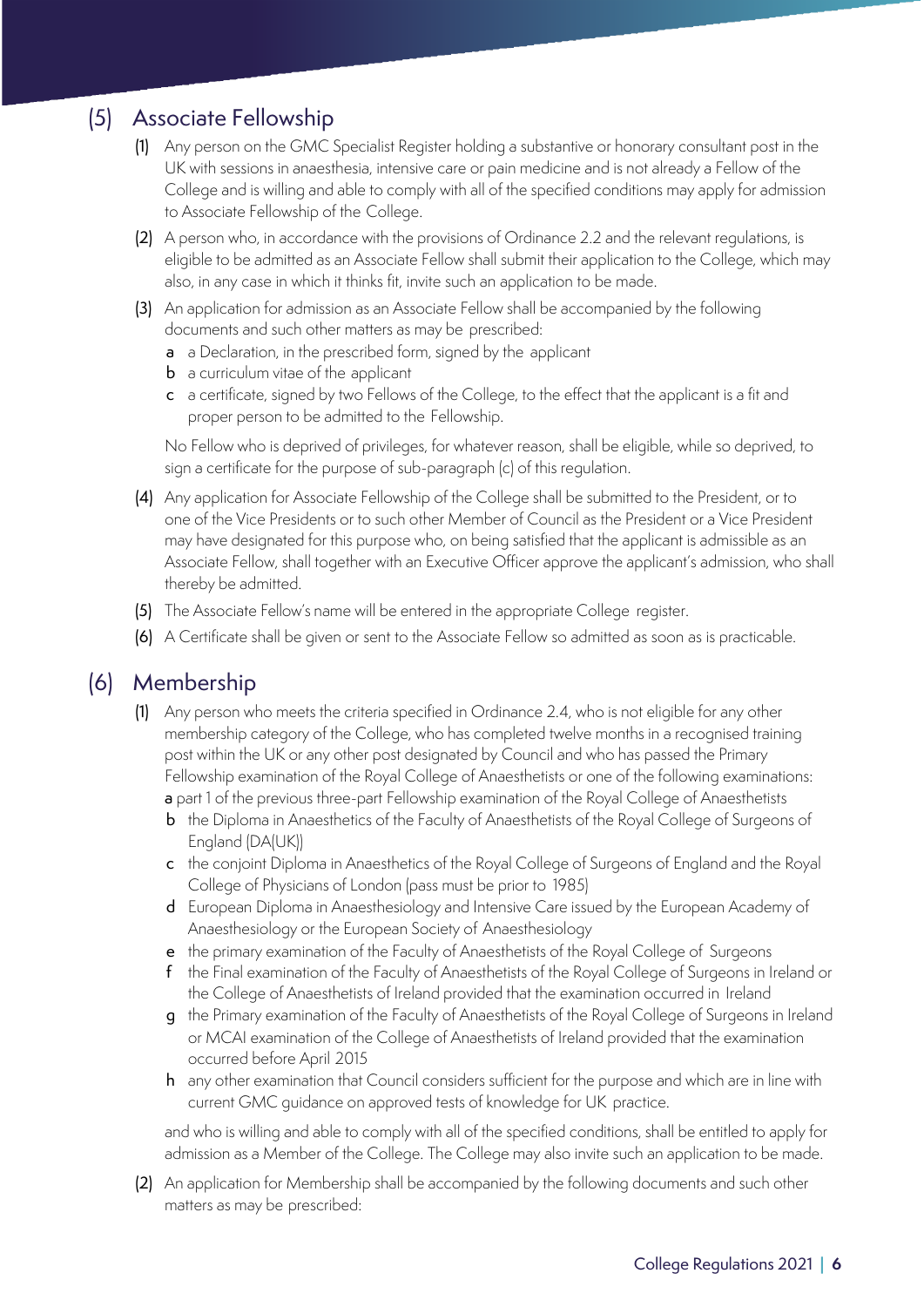## (5) Associate Fellowship

**(1)** Any person on the GMC Specialist Register holding a substantive or honorary consultant post in the UK with sessions in anaesthesia, intensive care or pain medicine and is not already a Fellow of the College and is willing and able to comply with all of the specified conditions may apply for admission to Associate Fellowship of the College.

**(2)** A person who, in accordance with the provisions of Ordinance 2.2 and the relevant regulations, is eligible to be admitted as an Associate Fellow shall submit their application to the College, which may also, in any case in which it thinks fit, invite such an application to be made.

**(3)** An application for admission as an Associate Fellow shall be accompanied by the following documents and such other matters as may be prescribed:

- **a** a Declaration, in the prescribed form, signed by the applicant
- **b** a curriculum vitae of the applicant
- **c** a certificate, signed by two Fellows of the College, to the effect that the applicant is a fit and proper person to be admitted to the Fellowship.

No Fellow who is deprived of privileges, for whatever reason, shall be eligible, while so deprived, to sign a certificate for the purpose of sub-paragraph (c) of this regulation.

**(4)** Any application for Associate Fellowship of the College shall be submitted to the President, or to one of the Vice Presidents or to such other Member of Council as the President or a Vice President may have designated for this purpose who, on being satisfied that the applicant is admissible as an Associate Fellow, shall together with an Executive Officer approve the applicant's admission, who shall thereby be admitted.

**(5)** The Associate Fellow's name will be entered in the appropriate College register.

**(6)** A Certificate shall be given or sent to the Associate Fellow so admitted as soon as is practicable.

## (6) Membership

**(1)** Any person who meets the criteria specified in Ordinance 2.4, who is not eligible for any other membership category of the College, who has completed twelve months in a recognised training post within the UK or any other post designated by Council and who has passed the Primary Fellowship examination of the Royal College of Anaesthetists or one of the following examinations:

- **a** part 1 of the previous three-part Fellowship examination of the Royal College of Anaesthetists
- **b** the Diploma in Anaesthetics of the Faculty of Anaesthetists of the Royal College of Surgeons of England (DA(UK))
- **c** the conjoint Diploma in Anaesthetics of the Royal College of Surgeons of England and the Royal College of Physicians of London (pass must be prior to 1985)
- **d** European Diploma in Anaesthesiology and Intensive Care issued by the European Academy of Anaesthesiology or the European Society of Anaesthesiology
- **e** the primary examination of the Faculty of Anaesthetists of the Royal College of Surgeons
- **f** the Final examination of the Faculty of Anaesthetists of the Royal College of Surgeons in Ireland or the College of Anaesthetists of Ireland provided that the examination occurred in Ireland
- **g** the Primary examination of the Faculty of Anaesthetists of the Royal College of Surgeons in Ireland or MCAI examination of the College of Anaesthetists of Ireland provided that the examination occurred before April 2015
- **h** any other examination that Council considers sufficient for the purpose and which are in line with current GMC guidance on approved tests of knowledge for UK practice.

and who is willing and able to comply with all of the specified conditions, shall be entitled to apply for admission as a Member of the College. The College may also invite such an application to be made.

**(2)** An application for Membership shall be accompanied by the following documents and such other matters as may be prescribed: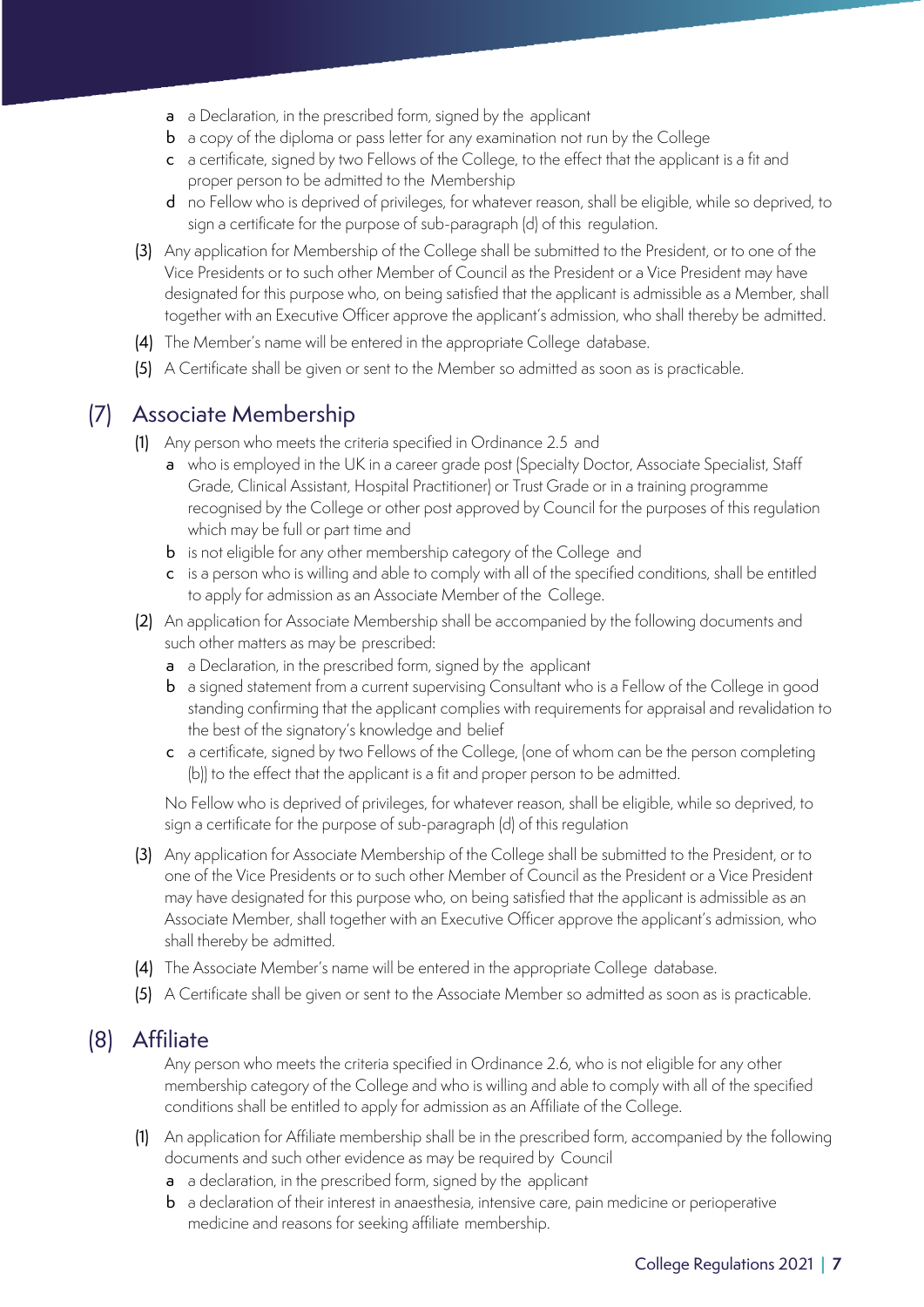- a a Declaration, in the prescribed form, signed by the applicant
- b a copy of the diploma or pass letter for any examination not run by the College
- c a certificate, signed by two Fellows of the College, to the effect that the applicant is a fit and proper person to be admitted to the Membership
- d no Fellow who is deprived of privileges, for whatever reason, shall be eligible, while so deprived, to sign a certificate for the purpose of sub-paragraph (d) of this regulation.

(3) Any application for Membership of the College shall be submitted to the President, or to one of the Vice Presidents or to such other Member of Council as the President or a Vice President may have designated for this purpose who, on being satisfied that the applicant is admissible as a Member, shall together with an Executive Officer approve the applicant's admission, who shall thereby be admitted.

(4) The Member's name will be entered in the appropriate College database.

(5) A Certificate shall be given or sent to the Member so admitted as soon as is practicable.

## (7) Associate Membership

(1) Any person who meets the criteria specified in Ordinance 2.5 and

- a who is employed in the UK in a career grade post (Specialty Doctor, Associate Specialist, Staff Grade, Clinical Assistant, Hospital Practitioner) or Trust Grade or in a training programme recognised by the College or other post approved by Council for the purposes of this regulation which may be full or part time and
- b is not eligible for any other membership category of the College and
- c is a person who is willing and able to comply with all of the specified conditions, shall be entitled to apply for admission as an Associate Member of the College.

(2) An application for Associate Membership shall be accompanied by the following documents and such other matters as may be prescribed:

- a a Declaration, in the prescribed form, signed by the applicant
- b a signed statement from a current supervising Consultant who is a Fellow of the College in good standing confirming that the applicant complies with requirements for appraisal and revalidation to the best of the signatory's knowledge and belief
- c a certificate, signed by two Fellows of the College, (one of whom can be the person completing (b)) to the effect that the applicant is a fit and proper person to be admitted.

No Fellow who is deprived of privileges, for whatever reason, shall be eligible, while so deprived, to sign a certificate for the purpose of sub-paragraph (d) of this regulation

(3) Any application for Associate Membership of the College shall be submitted to the President, or to one of the Vice Presidents or to such other Member of Council as the President or a Vice President may have designated for this purpose who, on being satisfied that the applicant is admissible as an Associate Member, shall together with an Executive Officer approve the applicant's admission, who shall thereby be admitted.

(4) The Associate Member's name will be entered in the appropriate College database.

(5) A Certificate shall be given or sent to the Associate Member so admitted as soon as is practicable.

## (8) Affiliate

Any person who meets the criteria specified in Ordinance 2.6, who is not eligible for any other membership category of the College and who is willing and able to comply with all of the specified conditions shall be entitled to apply for admission as an Affiliate of the College.

(1) An application for Affiliate membership shall be in the prescribed form, accompanied by the following documents and such other evidence as may be required by Council

- a a declaration, in the prescribed form, signed by the applicant
- b a declaration of their interest in anaesthesia, intensive care, pain medicine or perioperative medicine and reasons for seeking affiliate membership.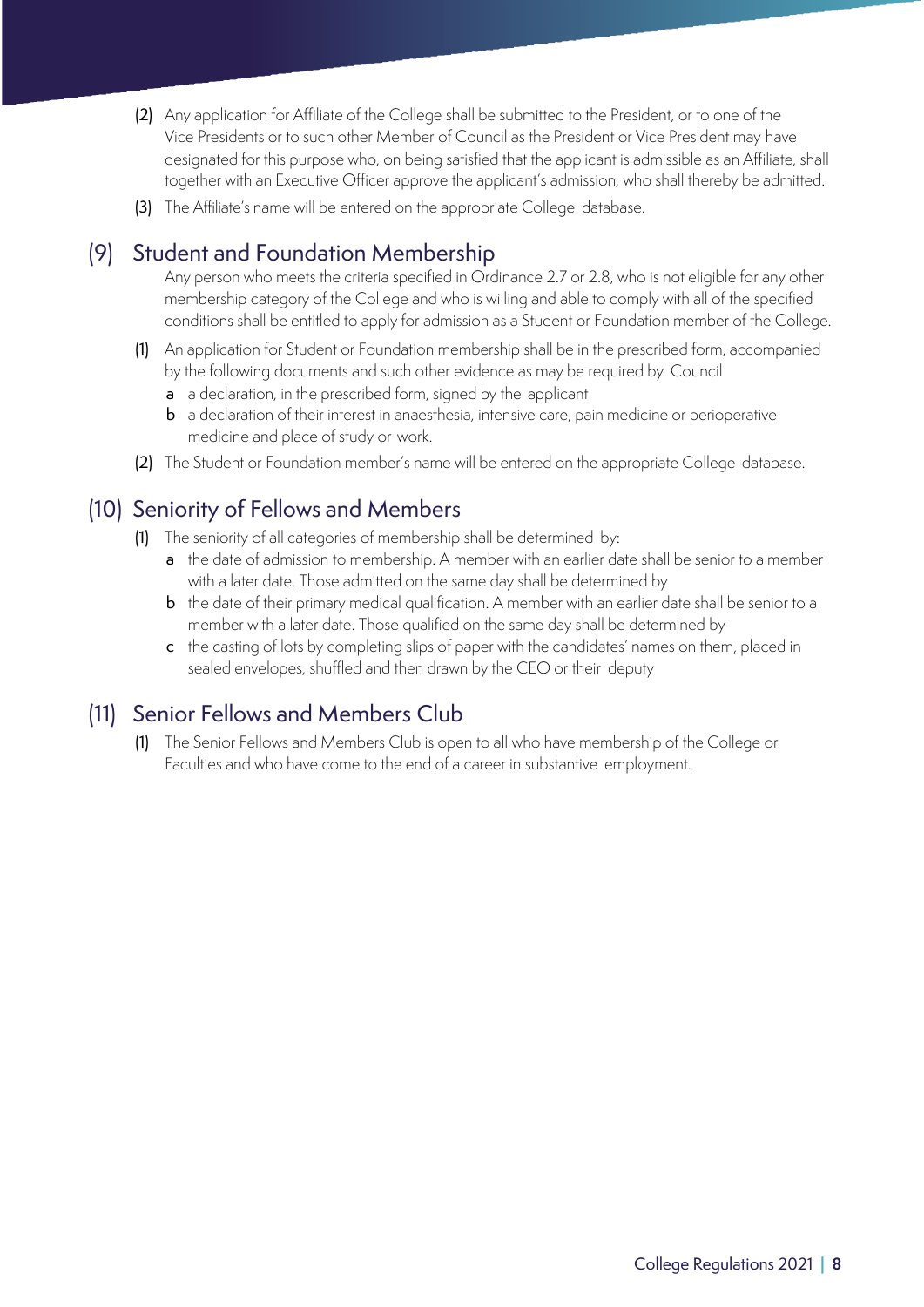(2) Any application for Affiliate of the College shall be submitted to the President, or to one of the Vice Presidents or to such other Member of Council as the President or Vice President may have designated for this purpose who, on being satisfied that the applicant is admissible as an Affiliate, shall together with an Executive Officer approve the applicant's admission, who shall thereby be admitted.

(3) The Affiliate's name will be entered on the appropriate College database.

## (9) Student and Foundation Membership

Any person who meets the criteria specified in Ordinance 2.7 or 2.8, who is not eligible for any other membership category of the College and who is willing and able to comply with all of the specified conditions shall be entitled to apply for admission as a Student or Foundation member of the College.

(1) An application for Student or Foundation membership shall be in the prescribed form, accompanied by the following documents and such other evidence as may be required by Council

- a a declaration, in the prescribed form, signed by the applicant
- b a declaration of their interest in anaesthesia, intensive care, pain medicine or perioperative medicine and place of study or work.

(2) The Student or Foundation member's name will be entered on the appropriate College database.

## (10) Seniority of Fellows and Members

(1) The seniority of all categories of membership shall be determined by:

- a the date of admission to membership. A member with an earlier date shall be senior to a member with a later date. Those admitted on the same day shall be determined by
- b the date of their primary medical qualification. A member with an earlier date shall be senior to a member with a later date. Those qualified on the same day shall be determined by
- c the casting of lots by completing slips of paper with the candidates' names on them, placed in sealed envelopes, shuffled and then drawn by the CEO or their deputy

## (11) Senior Fellows and Members Club

(1) The Senior Fellows and Members Club is open to all who have membership of the College or Faculties and who have come to the end of a career in substantive employment.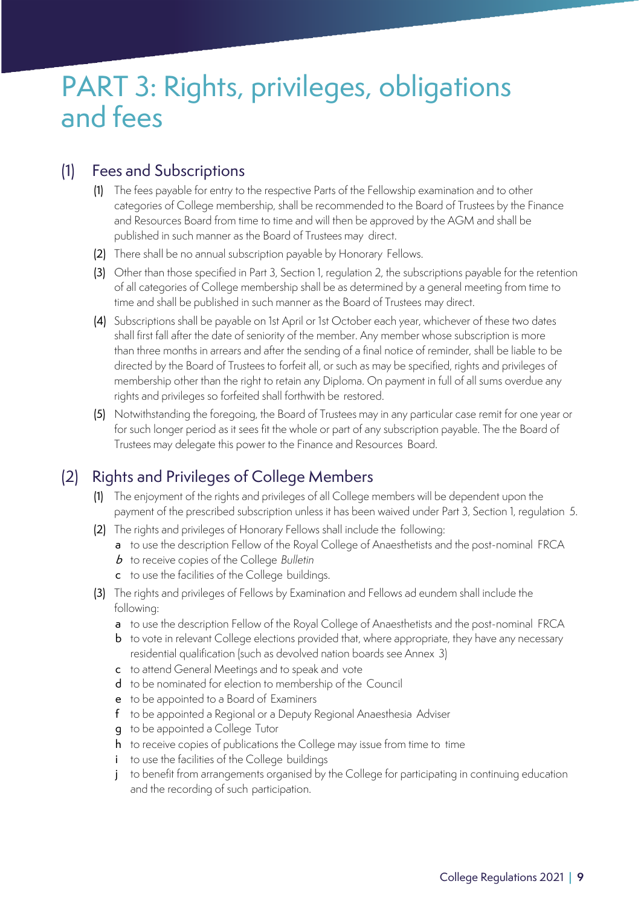# PART 3: Rights, privileges, obligations and fees

## (1) Fees and Subscriptions

(1) The fees payable for entry to the respective Parts of the Fellowship examination and to other categories of College membership, shall be recommended to the Board of Trustees by the Finance and Resources Board from time to time and will then be approved by the AGM and shall be published in such manner as the Board of Trustees may direct.

(2) There shall be no annual subscription payable by Honorary Fellows.

(3) Other than those specified in Part 3, Section 1, regulation 2, the subscriptions payable for the retention of all categories of College membership shall be as determined by a general meeting from time to time and shall be published in such manner as the Board of Trustees may direct.

(4) Subscriptions shall be payable on 1st April or 1st October each year, whichever of these two dates shall first fall after the date of seniority of the member. Any member whose subscription is more than three months in arrears and after the sending of a final notice of reminder, shall be liable to be directed by the Board of Trustees to forfeit all, or such as may be specified, rights and privileges of membership other than the right to retain any Diploma. On payment in full of all sums overdue any rights and privileges so forfeited shall forthwith be restored.

(5) Notwithstanding the foregoing, the Board of Trustees may in any particular case remit for one year or for such longer period as it sees fit the whole or part of any subscription payable. The the Board of Trustees may delegate this power to the Finance and Resources Board.

## (2) Rights and Privileges of College Members

(1) The enjoyment of the rights and privileges of all College members will be dependent upon the payment of the prescribed subscription unless it has been waived under Part 3, Section 1, regulation 5.

(2) The rights and privileges of Honorary Fellows shall include the following:

- a to use the description Fellow of the Royal College of Anaesthetists and the post-nominal FRCA
- *b* to receive copies of the College *Bulletin*
- c to use the facilities of the College buildings.

(3) The rights and privileges of Fellows by Examination and Fellows ad eundem shall include the following:

- a to use the description Fellow of the Royal College of Anaesthetists and the post-nominal FRCA
- b to vote in relevant College elections provided that, where appropriate, they have any necessary residential qualification (such as devolved nation boards see Annex 3)
- c to attend General Meetings and to speak and vote
- d to be nominated for election to membership of the Council
- e to be appointed to a Board of Examiners
- f to be appointed a Regional or a Deputy Regional Anaesthesia Adviser
- g to be appointed a College Tutor
- h to receive copies of publications the College may issue from time to time
- i to use the facilities of the College buildings
- j to benefit from arrangements organised by the College for participating in continuing education and the recording of such participation.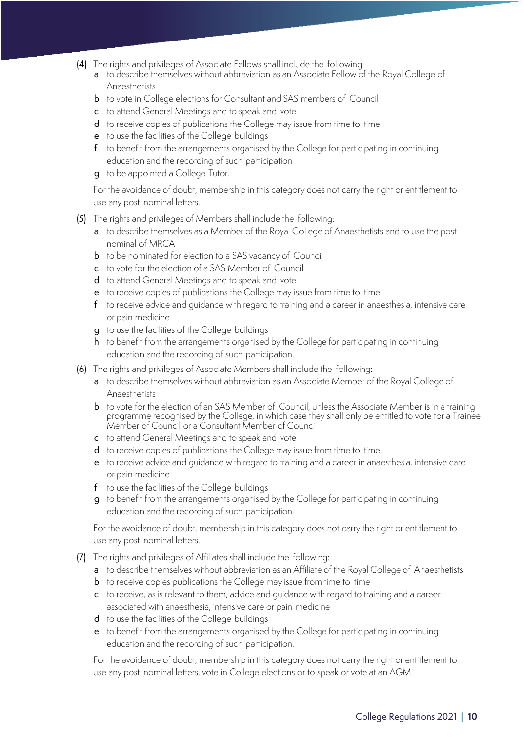(4) The rights and privileges of Associate Fellows shall include the following:

a to describe themselves without abbreviation as an Associate Fellow of the Royal College of Anaesthetists

b to vote in College elections for Consultant and SAS members of Council

c to attend General Meetings and to speak and vote

d to receive copies of publications the College may issue from time to time

e to use the facilities of the College buildings

f to benefit from the arrangements organised by the College for participating in continuing education and the recording of such participation

g to be appointed a College Tutor.

For the avoidance of doubt, membership in this category does not carry the right or entitlement to use any post-nominal letters.

(5) The rights and privileges of Members shall include the following:

a to describe themselves as a Member of the Royal College of Anaesthetists and to use the post-nominal of MRCA

b to be nominated for election to a SAS vacancy of Council

c to vote for the election of a SAS Member of Council

d to attend General Meetings and to speak and vote

e to receive copies of publications the College may issue from time to time

f to receive advice and guidance with regard to training and a career in anaesthesia, intensive care or pain medicine

g to use the facilities of the College buildings

h to benefit from the arrangements organised by the College for participating in continuing education and the recording of such participation.

(6) The rights and privileges of Associate Members shall include the following:

a to describe themselves without abbreviation as an Associate Member of the Royal College of Anaesthetists

b to vote for the election of an SAS Member of Council, unless the Associate Member is in a training programme recognised by the College, in which case they shall only be entitled to vote for a Trainee Member of Council or a Consultant Member of Council

c to attend General Meetings and to speak and vote

d to receive copies of publications the College may issue from time to time

e to receive advice and guidance with regard to training and a career in anaesthesia, intensive care or pain medicine

f to use the facilities of the College buildings

g to benefit from the arrangements organised by the College for participating in continuing education and the recording of such participation.

For the avoidance of doubt, membership in this category does not carry the right or entitlement to use any post-nominal letters.

(7) The rights and privileges of Affiliates shall include the following:

a to describe themselves without abbreviation as an Affiliate of the Royal College of Anaesthetists

b to receive copies publications the College may issue from time to time

c to receive, as is relevant to them, advice and guidance with regard to training and a career associated with anaesthesia, intensive care or pain medicine

d to use the facilities of the College buildings

e to benefit from the arrangements organised by the College for participating in continuing education and the recording of such participation.

For the avoidance of doubt, membership in this category does not carry the right or entitlement to use any post-nominal letters, vote in College elections or to speak or vote at an AGM.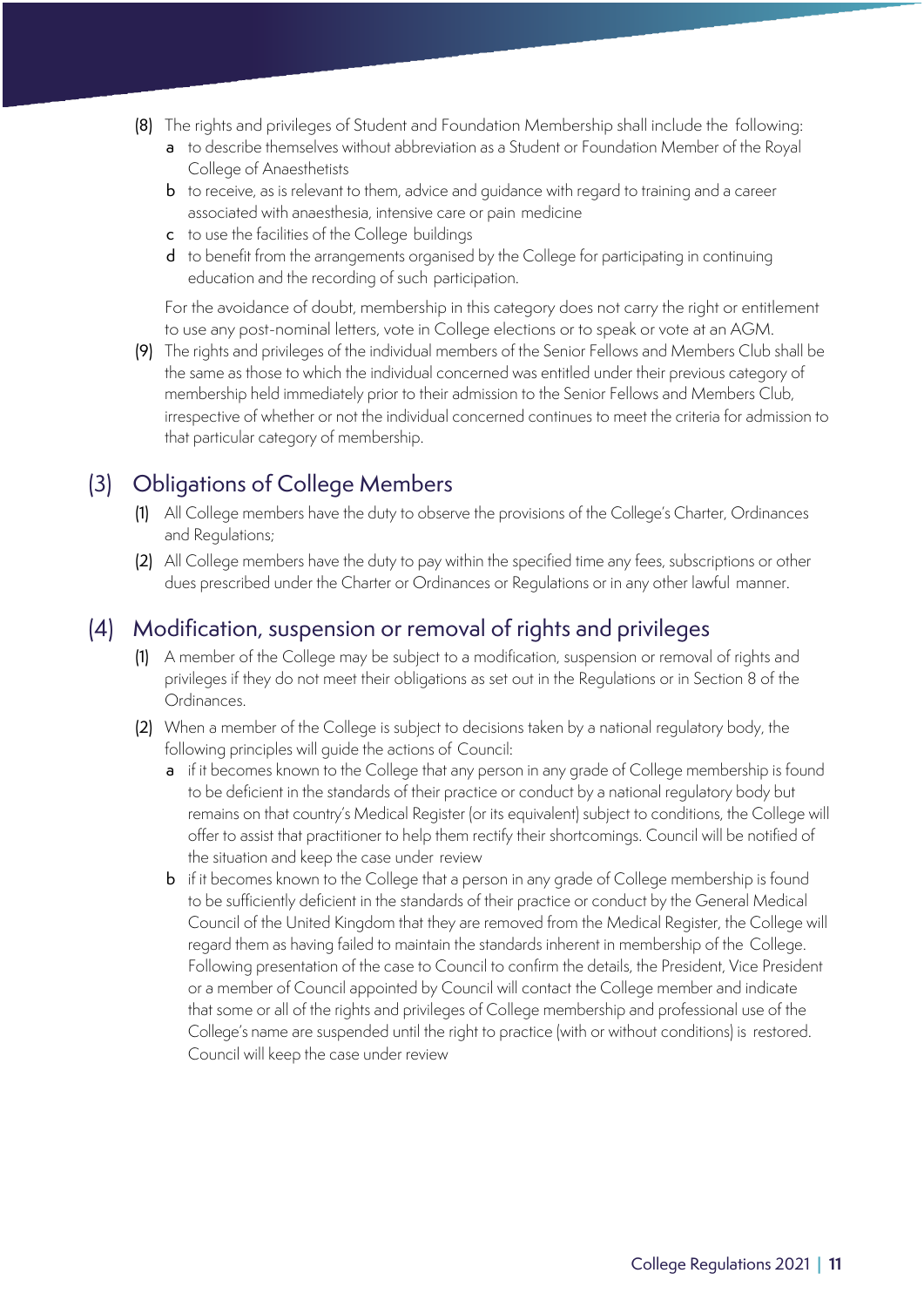(8) The rights and privileges of Student and Foundation Membership shall include the following:

- a to describe themselves without abbreviation as a Student or Foundation Member of the Royal College of Anaesthetists
- b to receive, as is relevant to them, advice and guidance with regard to training and a career associated with anaesthesia, intensive care or pain medicine
- c to use the facilities of the College buildings
- d to benefit from the arrangements organised by the College for participating in continuing education and the recording of such participation.

For the avoidance of doubt, membership in this category does not carry the right or entitlement to use any post-nominal letters, vote in College elections or to speak or vote at an AGM.

(9) The rights and privileges of the individual members of the Senior Fellows and Members Club shall be the same as those to which the individual concerned was entitled under their previous category of membership held immediately prior to their admission to the Senior Fellows and Members Club, irrespective of whether or not the individual concerned continues to meet the criteria for admission to that particular category of membership.

## (3) Obligations of College Members

(1) All College members have the duty to observe the provisions of the College's Charter, Ordinances and Regulations;

(2) All College members have the duty to pay within the specified time any fees, subscriptions or other dues prescribed under the Charter or Ordinances or Regulations or in any other lawful manner.

## (4) Modification, suspension or removal of rights and privileges

(1) A member of the College may be subject to a modification, suspension or removal of rights and privileges if they do not meet their obligations as set out in the Regulations or in Section 8 of the Ordinances.

(2) When a member of the College is subject to decisions taken by a national regulatory body, the following principles will guide the actions of Council:

- a if it becomes known to the College that any person in any grade of College membership is found to be deficient in the standards of their practice or conduct by a national regulatory body but remains on that country's Medical Register (or its equivalent) subject to conditions, the College will offer to assist that practitioner to help them rectify their shortcomings. Council will be notified of the situation and keep the case under review
- b if it becomes known to the College that a person in any grade of College membership is found to be sufficiently deficient in the standards of their practice or conduct by the General Medical Council of the United Kingdom that they are removed from the Medical Register, the College will regard them as having failed to maintain the standards inherent in membership of the College. Following presentation of the case to Council to confirm the details, the President, Vice President or a member of Council appointed by Council will contact the College member and indicate that some or all of the rights and privileges of College membership and professional use of the College's name are suspended until the right to practice (with or without conditions) is restored. Council will keep the case under review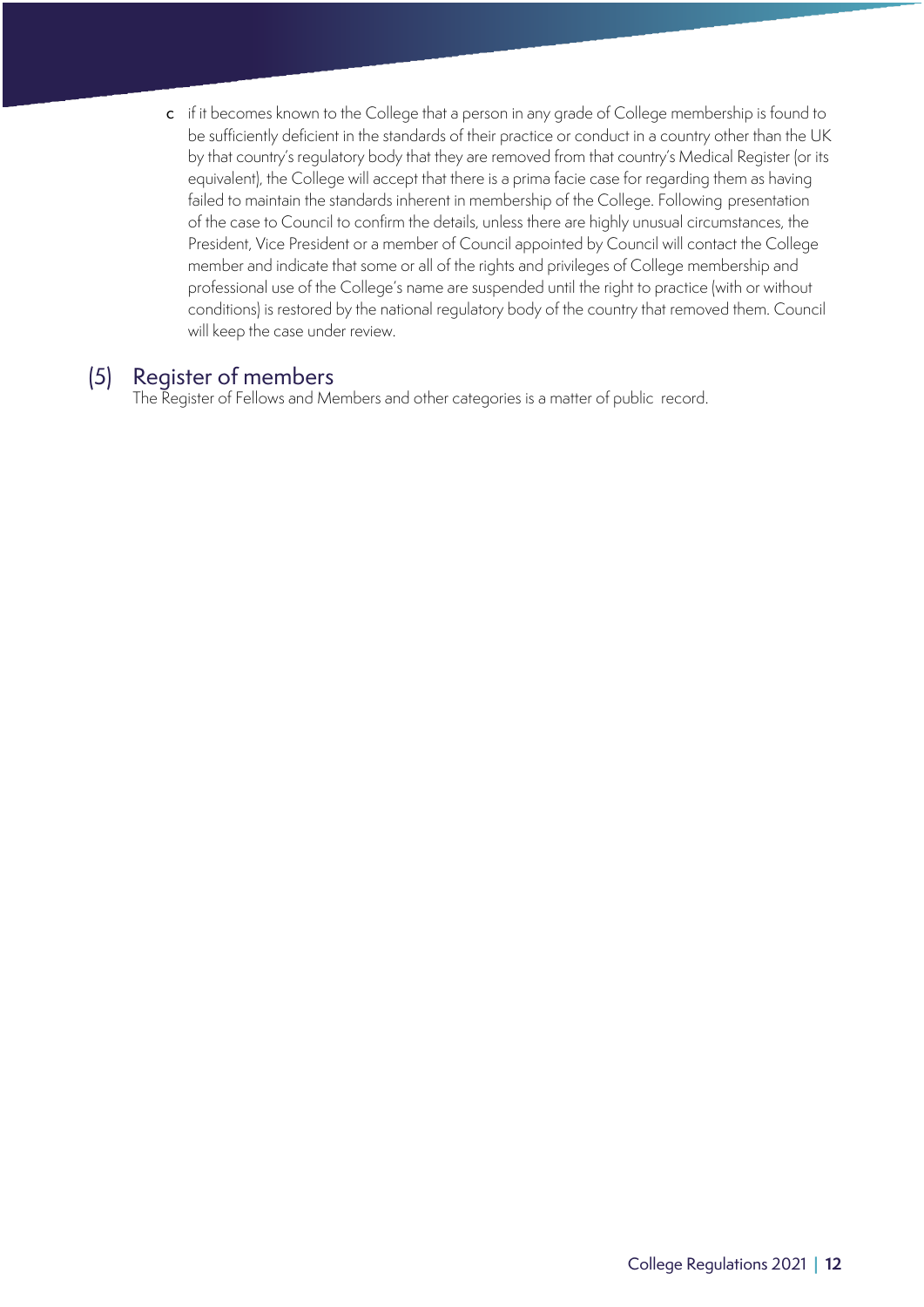c if it becomes known to the College that a person in any grade of College membership is found to be sufficiently deficient in the standards of their practice or conduct in a country other than the UK by that country's regulatory body that they are removed from that country's Medical Register (or its equivalent), the College will accept that there is a prima facie case for regarding them as having failed to maintain the standards inherent in membership of the College. Following presentation of the case to Council to confirm the details, unless there are highly unusual circumstances, the President, Vice President or a member of Council appointed by Council will contact the College member and indicate that some or all of the rights and privileges of College membership and professional use of the College's name are suspended until the right to practice (with or without conditions) is restored by the national regulatory body of the country that removed them. Council will keep the case under review.

## (5) Register of members

The Register of Fellows and Members and other categories is a matter of public record.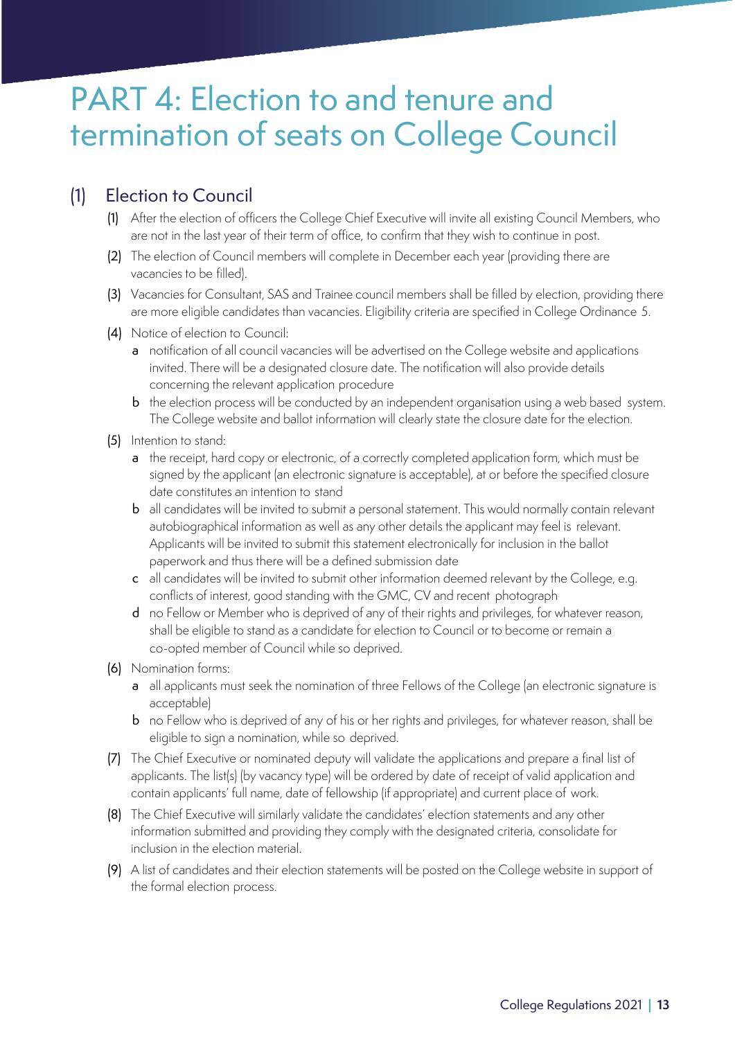# PART 4: Election to and tenure and termination of seats on College Council

## (1) Election to Council

(1) After the election of officers the College Chief Executive will invite all existing Council Members, who are not in the last year of their term of office, to confirm that they wish to continue in post.

(2) The election of Council members will complete in December each year (providing there are vacancies to be filled).

(3) Vacancies for Consultant, SAS and Trainee council members shall be filled by election, providing there are more eligible candidates than vacancies. Eligibility criteria are specified in College Ordinance 5.

(4) Notice of election to Council:

- a notification of all council vacancies will be advertised on the College website and applications invited. There will be a designated closure date. The notification will also provide details concerning the relevant application procedure
- b the election process will be conducted by an independent organisation using a web based system. The College website and ballot information will clearly state the closure date for the election.

(5) Intention to stand:

- a the receipt, hard copy or electronic, of a correctly completed application form, which must be signed by the applicant (an electronic signature is acceptable), at or before the specified closure date constitutes an intention to stand
- b all candidates will be invited to submit a personal statement. This would normally contain relevant autobiographical information as well as any other details the applicant may feel is relevant. Applicants will be invited to submit this statement electronically for inclusion in the ballot paperwork and thus there will be a defined submission date
- c all candidates will be invited to submit other information deemed relevant by the College, e.g. conflicts of interest, good standing with the GMC, CV and recent photograph
- d no Fellow or Member who is deprived of any of their rights and privileges, for whatever reason, shall be eligible to stand as a candidate for election to Council or to become or remain a co-opted member of Council while so deprived.

(6) Nomination forms:

- a all applicants must seek the nomination of three Fellows of the College (an electronic signature is acceptable)
- b no Fellow who is deprived of any of his or her rights and privileges, for whatever reason, shall be eligible to sign a nomination, while so deprived.

(7) The Chief Executive or nominated deputy will validate the applications and prepare a final list of applicants. The list(s) (by vacancy type) will be ordered by date of receipt of valid application and contain applicants' full name, date of fellowship (if appropriate) and current place of work.

(8) The Chief Executive will similarly validate the candidates' election statements and any other information submitted and providing they comply with the designated criteria, consolidate for inclusion in the election material.

(9) A list of candidates and their election statements will be posted on the College website in support of the formal election process.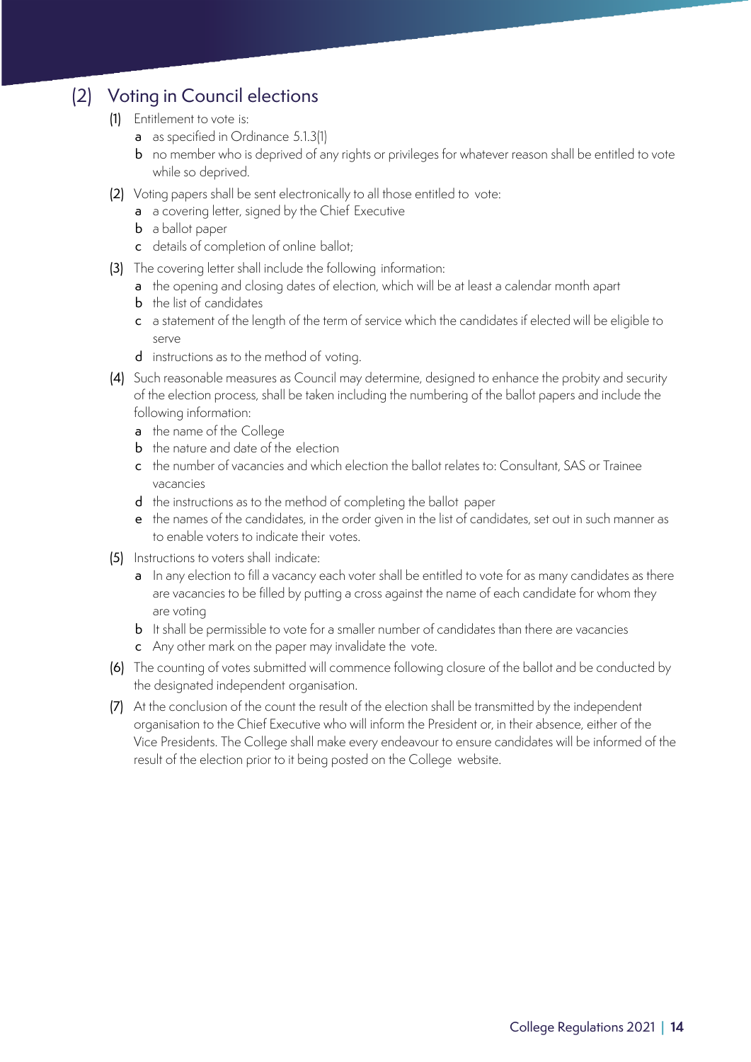## (2) Voting in Council elections

**(1)** Entitlement to vote is:

- **a** as specified in Ordinance 5.1.3(1)
- **b** no member who is deprived of any rights or privileges for whatever reason shall be entitled to vote while so deprived.

**(2)** Voting papers shall be sent electronically to all those entitled to vote:

- **a** a covering letter, signed by the Chief Executive
- **b** a ballot paper
- **c** details of completion of online ballot;

**(3)** The covering letter shall include the following information:

- **a** the opening and closing dates of election, which will be at least a calendar month apart
- **b** the list of candidates
- **c** a statement of the length of the term of service which the candidates if elected will be eligible to serve
- **d** instructions as to the method of voting.

**(4)** Such reasonable measures as Council may determine, designed to enhance the probity and security of the election process, shall be taken including the numbering of the ballot papers and include the following information:

- **a** the name of the College
- **b** the nature and date of the election
- **c** the number of vacancies and which election the ballot relates to: Consultant, SAS or Trainee vacancies
- **d** the instructions as to the method of completing the ballot paper
- **e** the names of the candidates, in the order given in the list of candidates, set out in such manner as to enable voters to indicate their votes.

**(5)** Instructions to voters shall indicate:

- **a** In any election to fill a vacancy each voter shall be entitled to vote for as many candidates as there are vacancies to be filled by putting a cross against the name of each candidate for whom they are voting
- **b** It shall be permissible to vote for a smaller number of candidates than there are vacancies
- **c** Any other mark on the paper may invalidate the vote.

**(6)** The counting of votes submitted will commence following closure of the ballot and be conducted by the designated independent organisation.

**(7)** At the conclusion of the count the result of the election shall be transmitted by the independent organisation to the Chief Executive who will inform the President or, in their absence, either of the Vice Presidents. The College shall make every endeavour to ensure candidates will be informed of the result of the election prior to it being posted on the College website.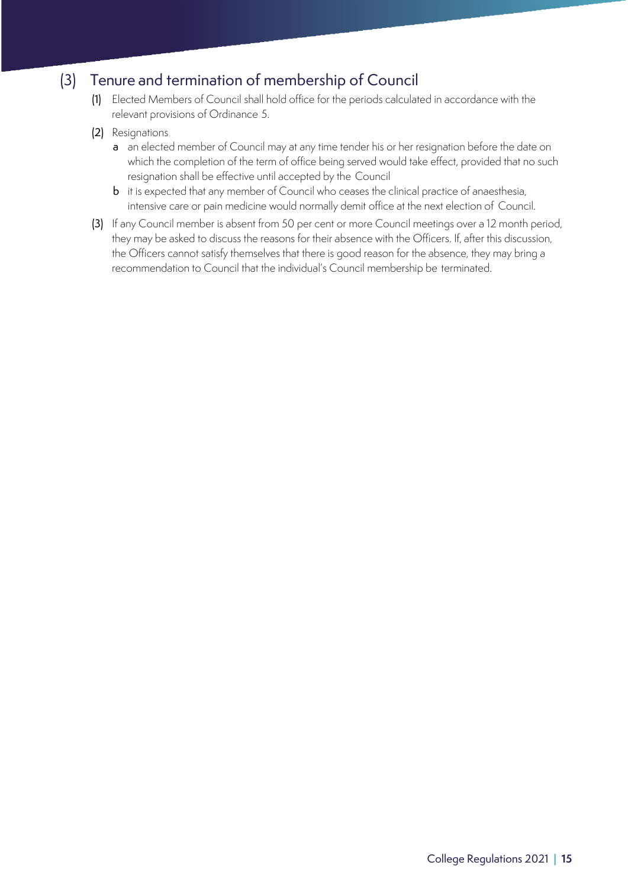## (3) Tenure and termination of membership of Council

(1) Elected Members of Council shall hold office for the periods calculated in accordance with the relevant provisions of Ordinance 5.

(2) Resignations

a an elected member of Council may at any time tender his or her resignation before the date on which the completion of the term of office being served would take effect, provided that no such resignation shall be effective until accepted by the Council

b it is expected that any member of Council who ceases the clinical practice of anaesthesia, intensive care or pain medicine would normally demit office at the next election of Council.

(3) If any Council member is absent from 50 per cent or more Council meetings over a 12 month period, they may be asked to discuss the reasons for their absence with the Officers. If, after this discussion, the Officers cannot satisfy themselves that there is good reason for the absence, they may bring a recommendation to Council that the individual's Council membership be terminated.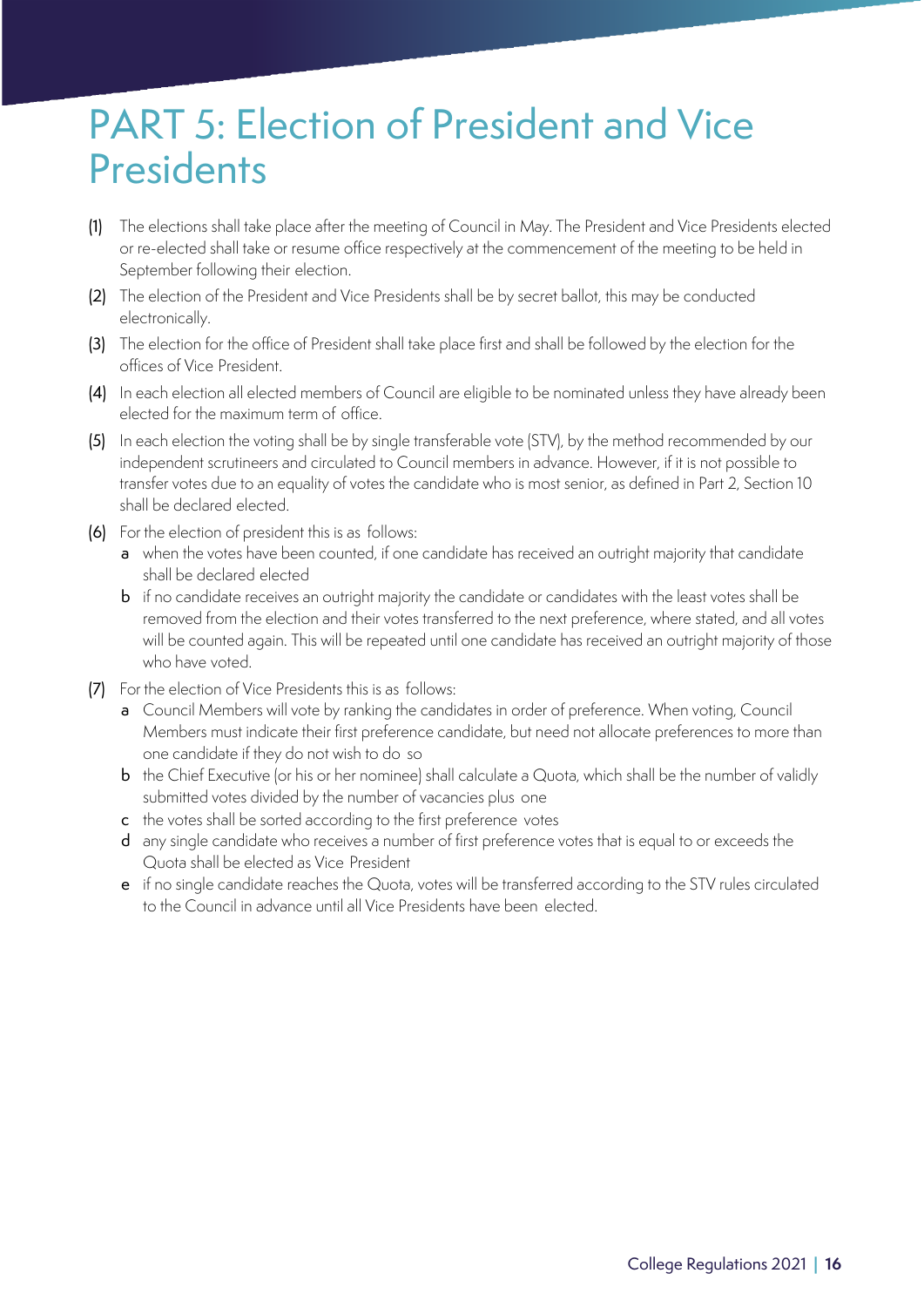# PART 5: Election of President and Vice Presidents

(1) The elections shall take place after the meeting of Council in May. The President and Vice Presidents elected or re-elected shall take or resume office respectively at the commencement of the meeting to be held in September following their election.

(2) The election of the President and Vice Presidents shall be by secret ballot, this may be conducted electronically.

(3) The election for the office of President shall take place first and shall be followed by the election for the offices of Vice President.

(4) In each election all elected members of Council are eligible to be nominated unless they have already been elected for the maximum term of office.

(5) In each election the voting shall be by single transferable vote (STV), by the method recommended by our independent scrutineers and circulated to Council members in advance. However, if it is not possible to transfer votes due to an equality of votes the candidate who is most senior, as defined in Part 2, Section 10 shall be declared elected.

(6) For the election of president this is as follows:
   - a when the votes have been counted, if one candidate has received an outright majority that candidate shall be declared elected
   - b if no candidate receives an outright majority the candidate or candidates with the least votes shall be removed from the election and their votes transferred to the next preference, where stated, and all votes will be counted again. This will be repeated until one candidate has received an outright majority of those who have voted.

(7) For the election of Vice Presidents this is as follows:
   - a Council Members will vote by ranking the candidates in order of preference. When voting, Council Members must indicate their first preference candidate, but need not allocate preferences to more than one candidate if they do not wish to do so
   - b the Chief Executive (or his or her nominee) shall calculate a Quota, which shall be the number of validly submitted votes divided by the number of vacancies plus one
   - c the votes shall be sorted according to the first preference votes
   - d any single candidate who receives a number of first preference votes that is equal to or exceeds the Quota shall be elected as Vice President
   - e if no single candidate reaches the Quota, votes will be transferred according to the STV rules circulated to the Council in advance until all Vice Presidents have been elected.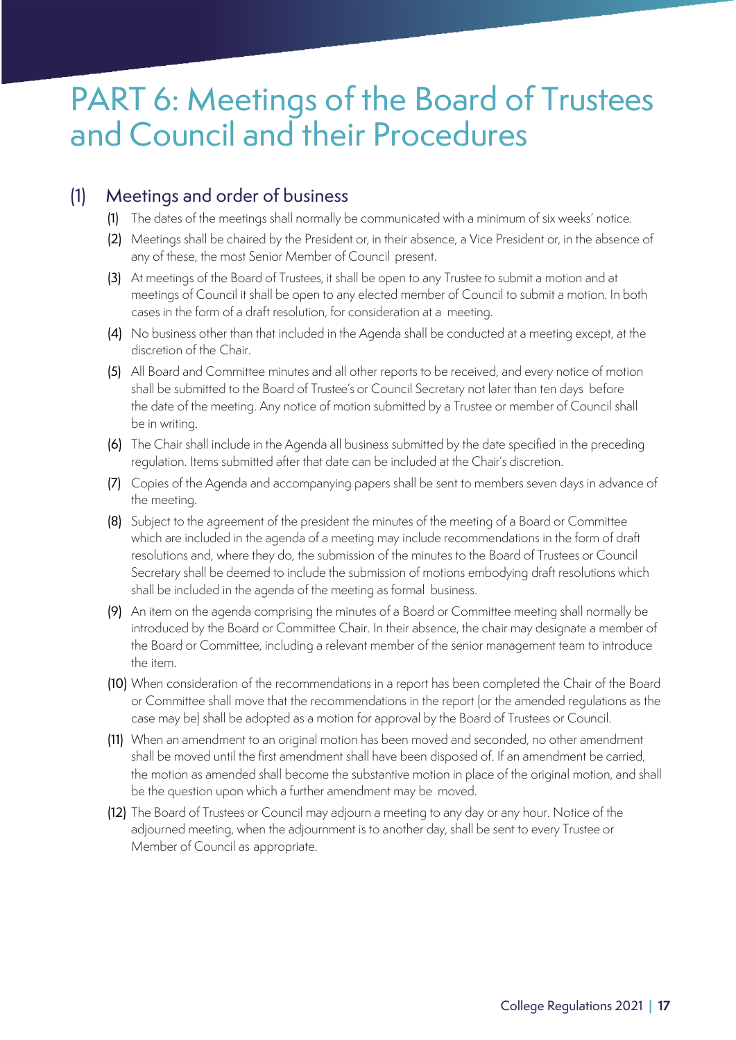# PART 6: Meetings of the Board of Trustees and Council and their Procedures

## (1) Meetings and order of business

(1) The dates of the meetings shall normally be communicated with a minimum of six weeks' notice.

(2) Meetings shall be chaired by the President or, in their absence, a Vice President or, in the absence of any of these, the most Senior Member of Council present.

(3) At meetings of the Board of Trustees, it shall be open to any Trustee to submit a motion and at meetings of Council it shall be open to any elected member of Council to submit a motion. In both cases in the form of a draft resolution, for consideration at a meeting.

(4) No business other than that included in the Agenda shall be conducted at a meeting except, at the discretion of the Chair.

(5) All Board and Committee minutes and all other reports to be received, and every notice of motion shall be submitted to the Board of Trustee's or Council Secretary not later than ten days before the date of the meeting. Any notice of motion submitted by a Trustee or member of Council shall be in writing.

(6) The Chair shall include in the Agenda all business submitted by the date specified in the preceding regulation. Items submitted after that date can be included at the Chair's discretion.

(7) Copies of the Agenda and accompanying papers shall be sent to members seven days in advance of the meeting.

(8) Subject to the agreement of the president the minutes of the meeting of a Board or Committee which are included in the agenda of a meeting may include recommendations in the form of draft resolutions and, where they do, the submission of the minutes to the Board of Trustees or Council Secretary shall be deemed to include the submission of motions embodying draft resolutions which shall be included in the agenda of the meeting as formal business.

(9) An item on the agenda comprising the minutes of a Board or Committee meeting shall normally be introduced by the Board or Committee Chair. In their absence, the chair may designate a member of the Board or Committee, including a relevant member of the senior management team to introduce the item.

(10) When consideration of the recommendations in a report has been completed the Chair of the Board or Committee shall move that the recommendations in the report (or the amended regulations as the case may be) shall be adopted as a motion for approval by the Board of Trustees or Council.

(11) When an amendment to an original motion has been moved and seconded, no other amendment shall be moved until the first amendment shall have been disposed of. If an amendment be carried, the motion as amended shall become the substantive motion in place of the original motion, and shall be the question upon which a further amendment may be moved.

(12) The Board of Trustees or Council may adjourn a meeting to any day or any hour. Notice of the adjourned meeting, when the adjournment is to another day, shall be sent to every Trustee or Member of Council as appropriate.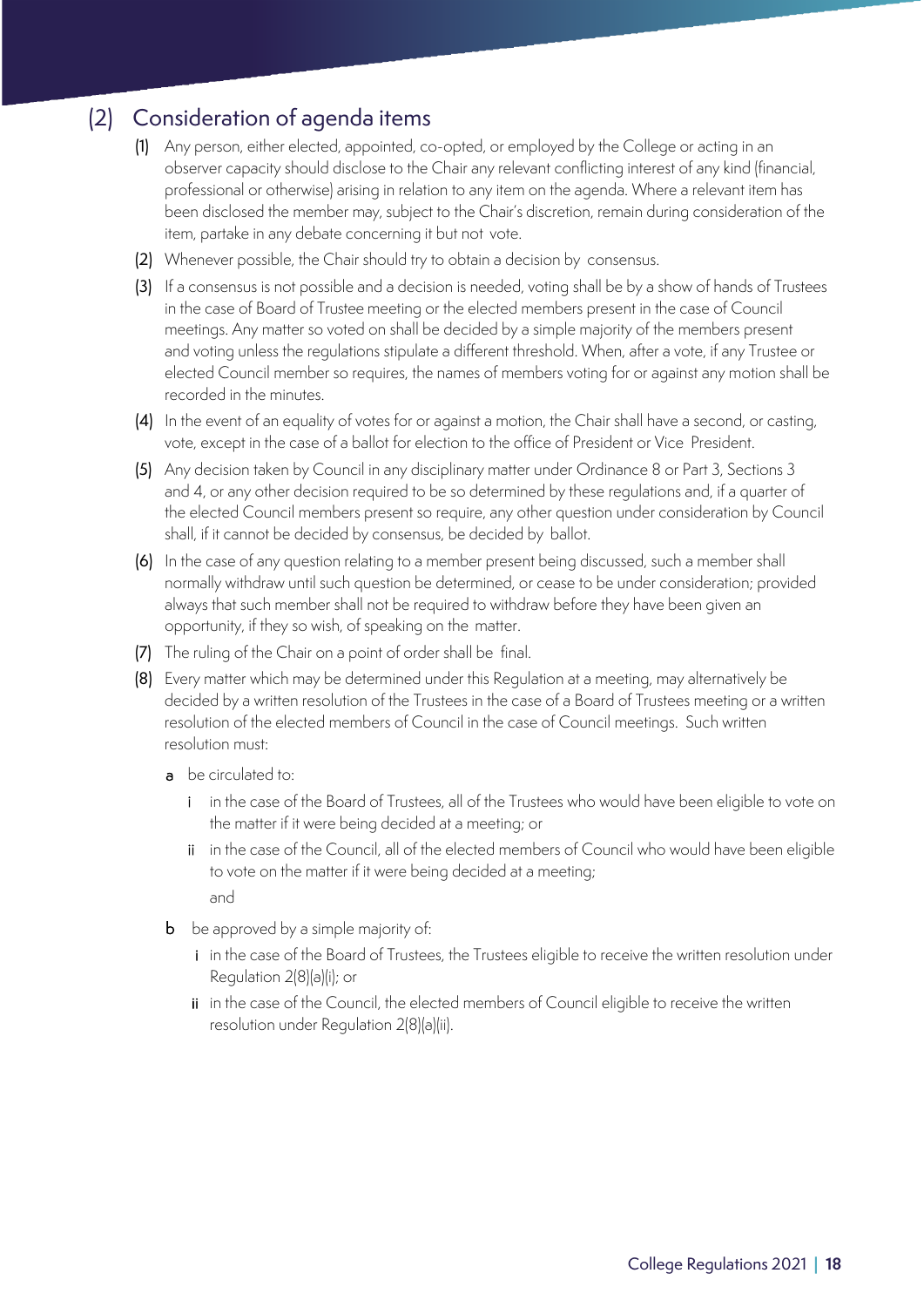## (2) Consideration of agenda items

(1) Any person, either elected, appointed, co-opted, or employed by the College or acting in an observer capacity should disclose to the Chair any relevant conflicting interest of any kind (financial, professional or otherwise) arising in relation to any item on the agenda. Where a relevant item has been disclosed the member may, subject to the Chair's discretion, remain during consideration of the item, partake in any debate concerning it but not vote.

(2) Whenever possible, the Chair should try to obtain a decision by consensus.

(3) If a consensus is not possible and a decision is needed, voting shall be by a show of hands of Trustees in the case of Board of Trustee meeting or the elected members present in the case of Council meetings. Any matter so voted on shall be decided by a simple majority of the members present and voting unless the regulations stipulate a different threshold. When, after a vote, if any Trustee or elected Council member so requires, the names of members voting for or against any motion shall be recorded in the minutes.

(4) In the event of an equality of votes for or against a motion, the Chair shall have a second, or casting, vote, except in the case of a ballot for election to the office of President or Vice President.

(5) Any decision taken by Council in any disciplinary matter under Ordinance 8 or Part 3, Sections 3 and 4, or any other decision required to be so determined by these regulations and, if a quarter of the elected Council members present so require, any other question under consideration by Council shall, if it cannot be decided by consensus, be decided by ballot.

(6) In the case of any question relating to a member present being discussed, such a member shall normally withdraw until such question be determined, or cease to be under consideration; provided always that such member shall not be required to withdraw before they have been given an opportunity, if they so wish, of speaking on the matter.

(7) The ruling of the Chair on a point of order shall be final.

(8) Every matter which may be determined under this Regulation at a meeting, may alternatively be decided by a written resolution of the Trustees in the case of a Board of Trustees meeting or a written resolution of the elected members of Council in the case of Council meetings. Such written resolution must:

  a be circulated to:

    i in the case of the Board of Trustees, all of the Trustees who would have been eligible to vote on the matter if it were being decided at a meeting; or

    ii in the case of the Council, all of the elected members of Council who would have been eligible to vote on the matter if it were being decided at a meeting;

    and

  b be approved by a simple majority of:

    i in the case of the Board of Trustees, the Trustees eligible to receive the written resolution under Regulation 2(8)(a)(i); or

    ii in the case of the Council, the elected members of Council eligible to receive the written resolution under Regulation 2(8)(a)(ii).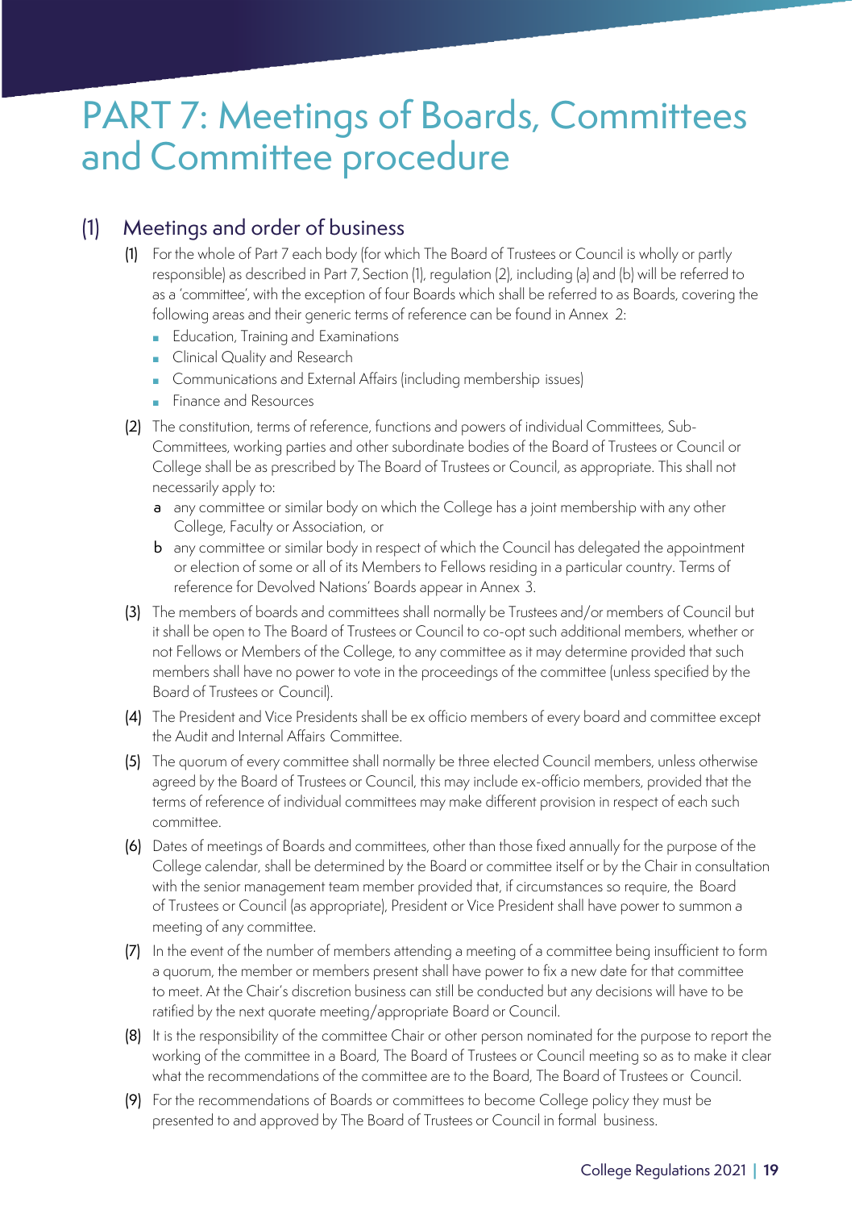# PART 7: Meetings of Boards, Committees and Committee procedure

## (1) Meetings and order of business

**(1)** For the whole of Part 7 each body (for which The Board of Trustees or Council is wholly or partly responsible) as described in Part 7, Section (1), regulation (2), including (a) and (b) will be referred to as a 'committee', with the exception of four Boards which shall be referred to as Boards, covering the following areas and their generic terms of reference can be found in Annex 2:

- Education, Training and Examinations
- Clinical Quality and Research
- Communications and External Affairs (including membership issues)
- Finance and Resources

**(2)** The constitution, terms of reference, functions and powers of individual Committees, Sub-Committees, working parties and other subordinate bodies of the Board of Trustees or Council or College shall be as prescribed by The Board of Trustees or Council, as appropriate. This shall not necessarily apply to:

- **a** any committee or similar body on which the College has a joint membership with any other College, Faculty or Association, or
- **b** any committee or similar body in respect of which the Council has delegated the appointment or election of some or all of its Members to Fellows residing in a particular country. Terms of reference for Devolved Nations' Boards appear in Annex 3.

**(3)** The members of boards and committees shall normally be Trustees and/or members of Council but it shall be open to The Board of Trustees or Council to co-opt such additional members, whether or not Fellows or Members of the College, to any committee as it may determine provided that such members shall have no power to vote in the proceedings of the committee (unless specified by the Board of Trustees or Council).

**(4)** The President and Vice Presidents shall be ex officio members of every board and committee except the Audit and Internal Affairs Committee.

**(5)** The quorum of every committee shall normally be three elected Council members, unless otherwise agreed by the Board of Trustees or Council, this may include ex-officio members, provided that the terms of reference of individual committees may make different provision in respect of each such committee.

**(6)** Dates of meetings of Boards and committees, other than those fixed annually for the purpose of the College calendar, shall be determined by the Board or committee itself or by the Chair in consultation with the senior management team member provided that, if circumstances so require, the Board of Trustees or Council (as appropriate), President or Vice President shall have power to summon a meeting of any committee.

**(7)** In the event of the number of members attending a meeting of a committee being insufficient to form a quorum, the member or members present shall have power to fix a new date for that committee to meet. At the Chair's discretion business can still be conducted but any decisions will have to be ratified by the next quorate meeting/appropriate Board or Council.

**(8)** It is the responsibility of the committee Chair or other person nominated for the purpose to report the working of the committee in a Board, The Board of Trustees or Council meeting so as to make it clear what the recommendations of the committee are to the Board, The Board of Trustees or Council.

**(9)** For the recommendations of Boards or committees to become College policy they must be presented to and approved by The Board of Trustees or Council in formal business.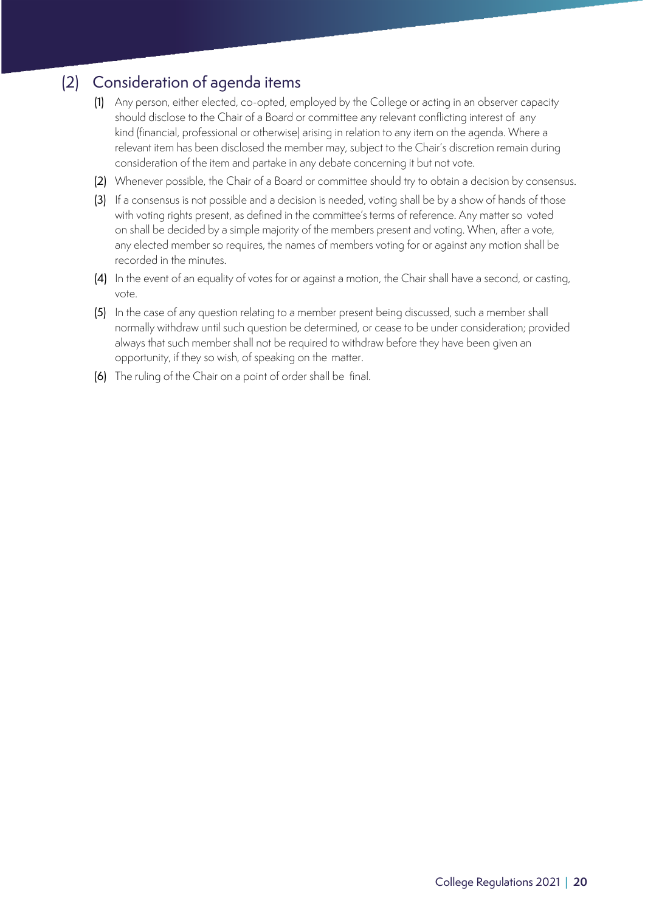## (2) Consideration of agenda items

(1) Any person, either elected, co-opted, employed by the College or acting in an observer capacity should disclose to the Chair of a Board or committee any relevant conflicting interest of any kind (financial, professional or otherwise) arising in relation to any item on the agenda. Where a relevant item has been disclosed the member may, subject to the Chair's discretion remain during consideration of the item and partake in any debate concerning it but not vote.

(2) Whenever possible, the Chair of a Board or committee should try to obtain a decision by consensus.

(3) If a consensus is not possible and a decision is needed, voting shall be by a show of hands of those with voting rights present, as defined in the committee's terms of reference. Any matter so voted on shall be decided by a simple majority of the members present and voting. When, after a vote, any elected member so requires, the names of members voting for or against any motion shall be recorded in the minutes.

(4) In the event of an equality of votes for or against a motion, the Chair shall have a second, or casting, vote.

(5) In the case of any question relating to a member present being discussed, such a member shall normally withdraw until such question be determined, or cease to be under consideration; provided always that such member shall not be required to withdraw before they have been given an opportunity, if they so wish, of speaking on the matter.

(6) The ruling of the Chair on a point of order shall be final.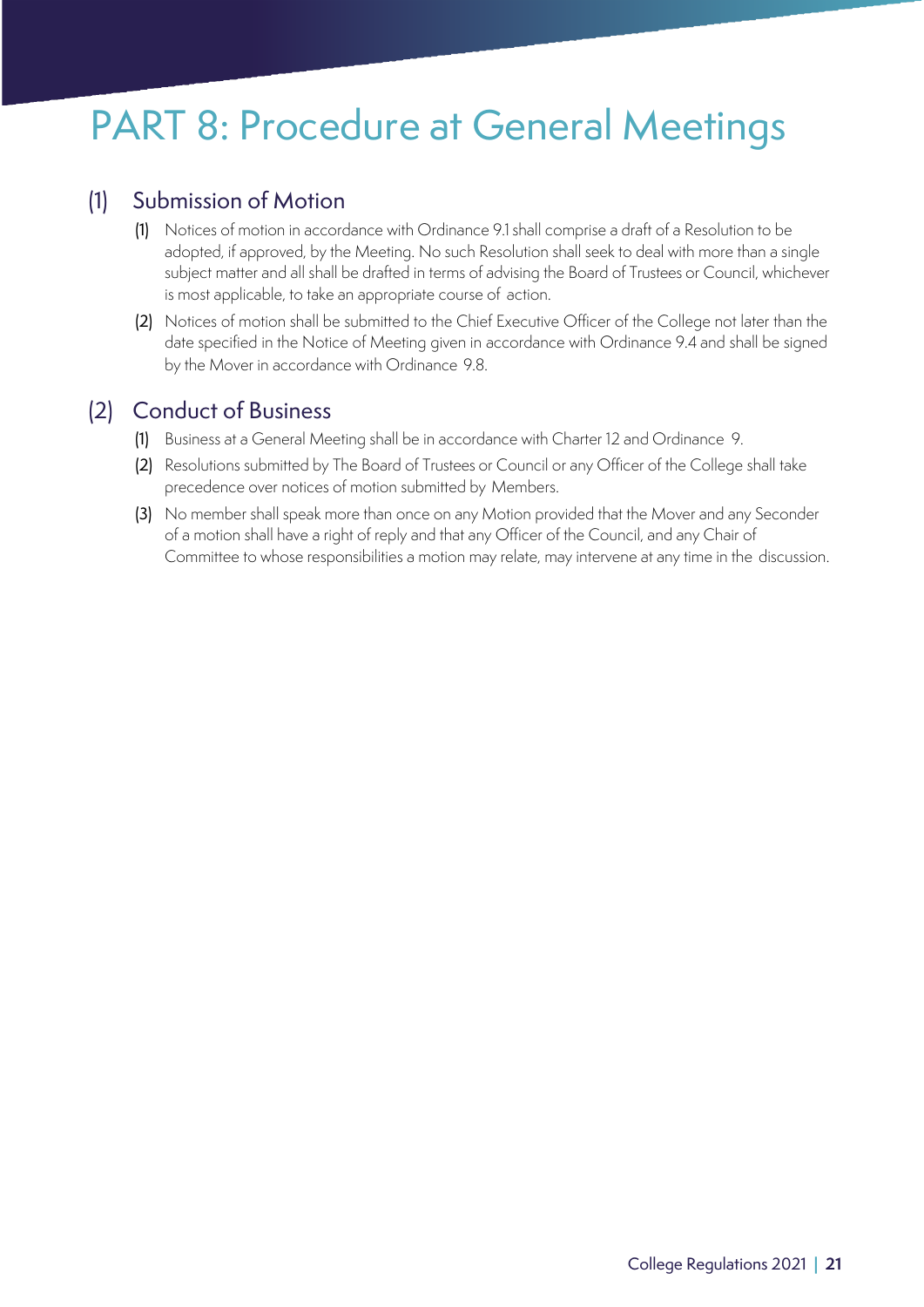# PART 8: Procedure at General Meetings

## (1) Submission of Motion

(1) Notices of motion in accordance with Ordinance 9.1 shall comprise a draft of a Resolution to be adopted, if approved, by the Meeting. No such Resolution shall seek to deal with more than a single subject matter and all shall be drafted in terms of advising the Board of Trustees or Council, whichever is most applicable, to take an appropriate course of action.

(2) Notices of motion shall be submitted to the Chief Executive Officer of the College not later than the date specified in the Notice of Meeting given in accordance with Ordinance 9.4 and shall be signed by the Mover in accordance with Ordinance 9.8.

## (2) Conduct of Business

(1) Business at a General Meeting shall be in accordance with Charter 12 and Ordinance 9.

(2) Resolutions submitted by The Board of Trustees or Council or any Officer of the College shall take precedence over notices of motion submitted by Members.

(3) No member shall speak more than once on any Motion provided that the Mover and any Seconder of a motion shall have a right of reply and that any Officer of the Council, and any Chair of Committee to whose responsibilities a motion may relate, may intervene at any time in the discussion.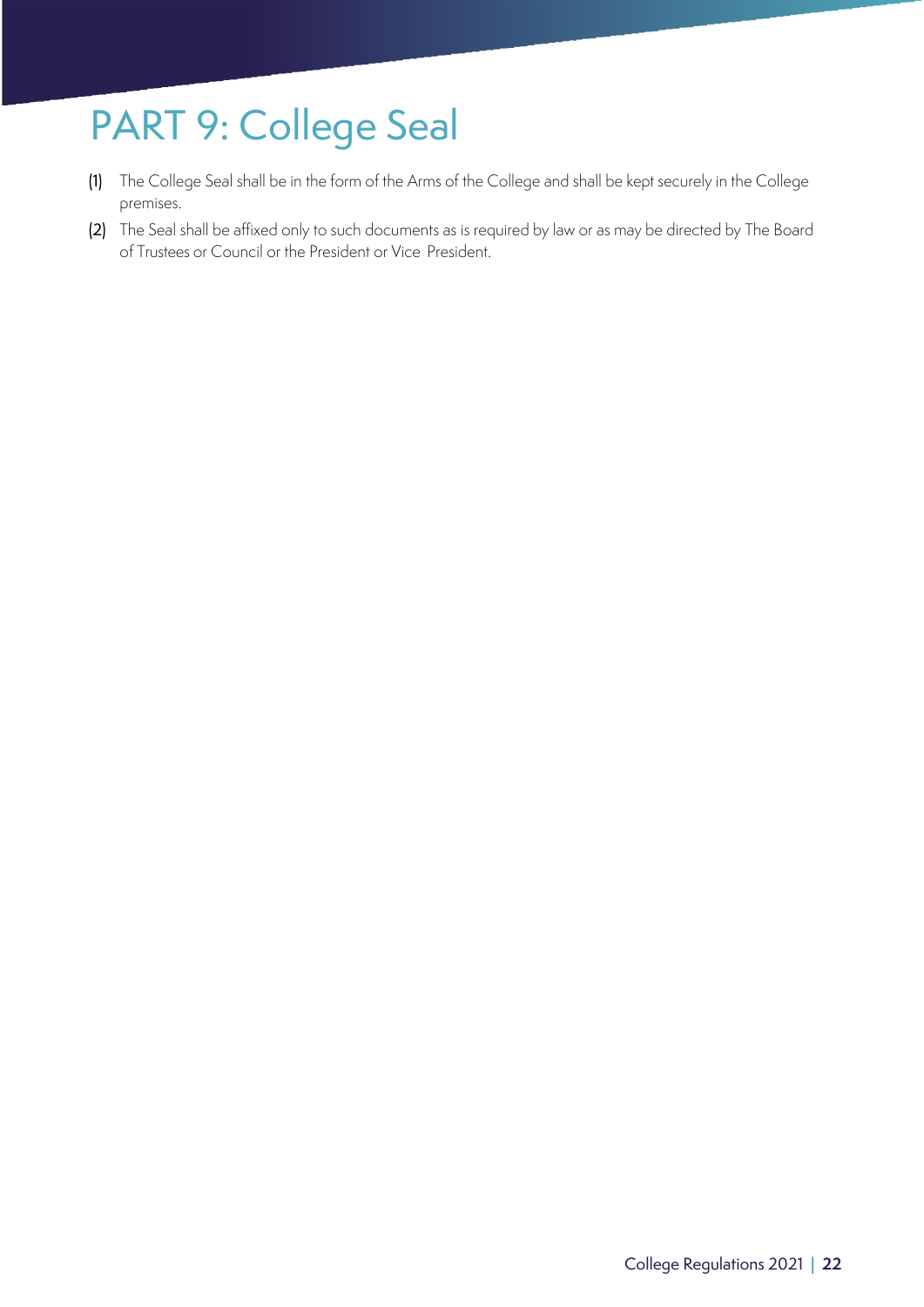# PART 9: College Seal

(1) The College Seal shall be in the form of the Arms of the College and shall be kept securely in the College premises.

(2) The Seal shall be affixed only to such documents as is required by law or as may be directed by The Board of Trustees or Council or the President or Vice President.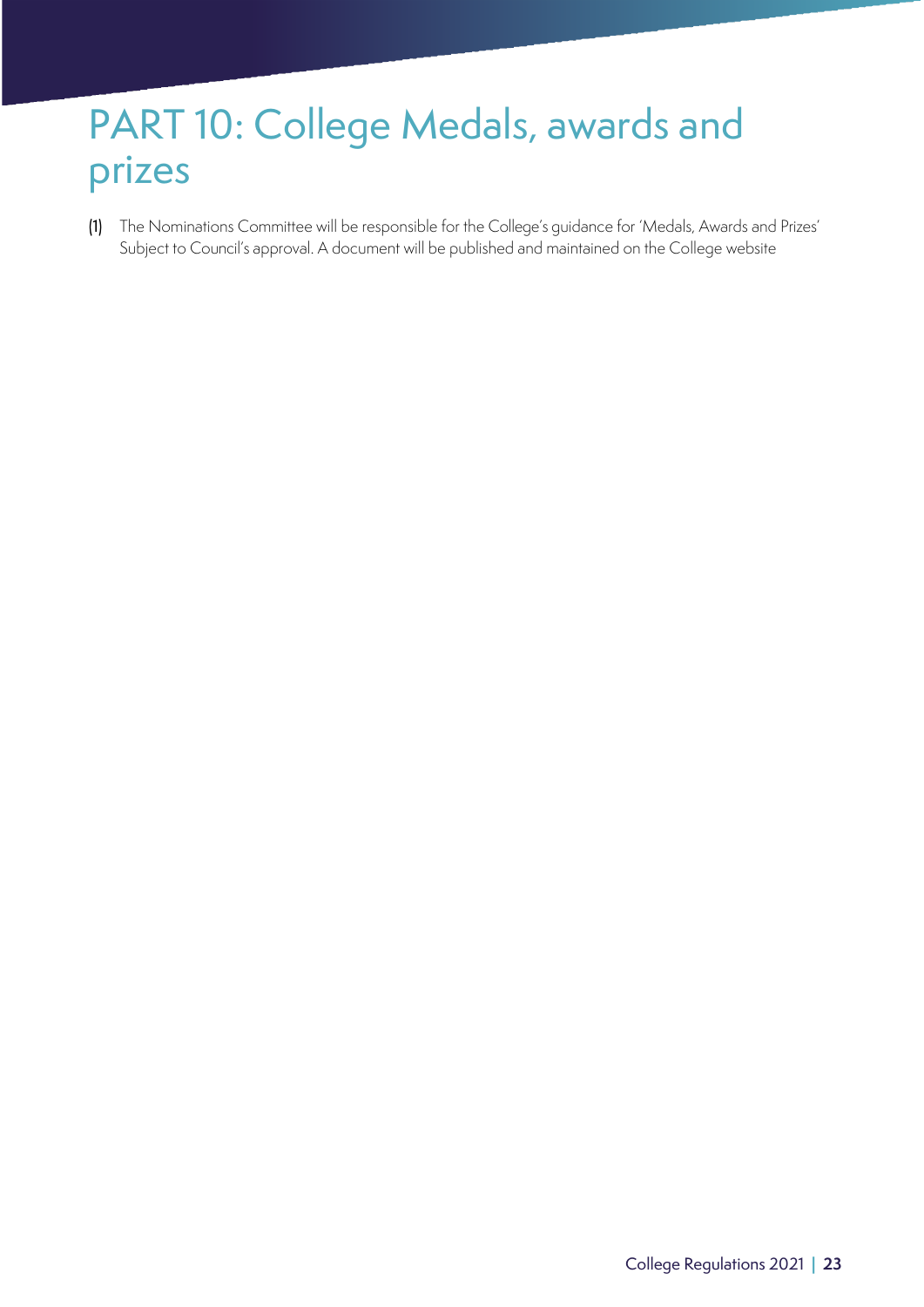# PART 10: College Medals, awards and prizes

(1) The Nominations Committee will be responsible for the College's guidance for 'Medals, Awards and Prizes' Subject to Council's approval. A document will be published and maintained on the College website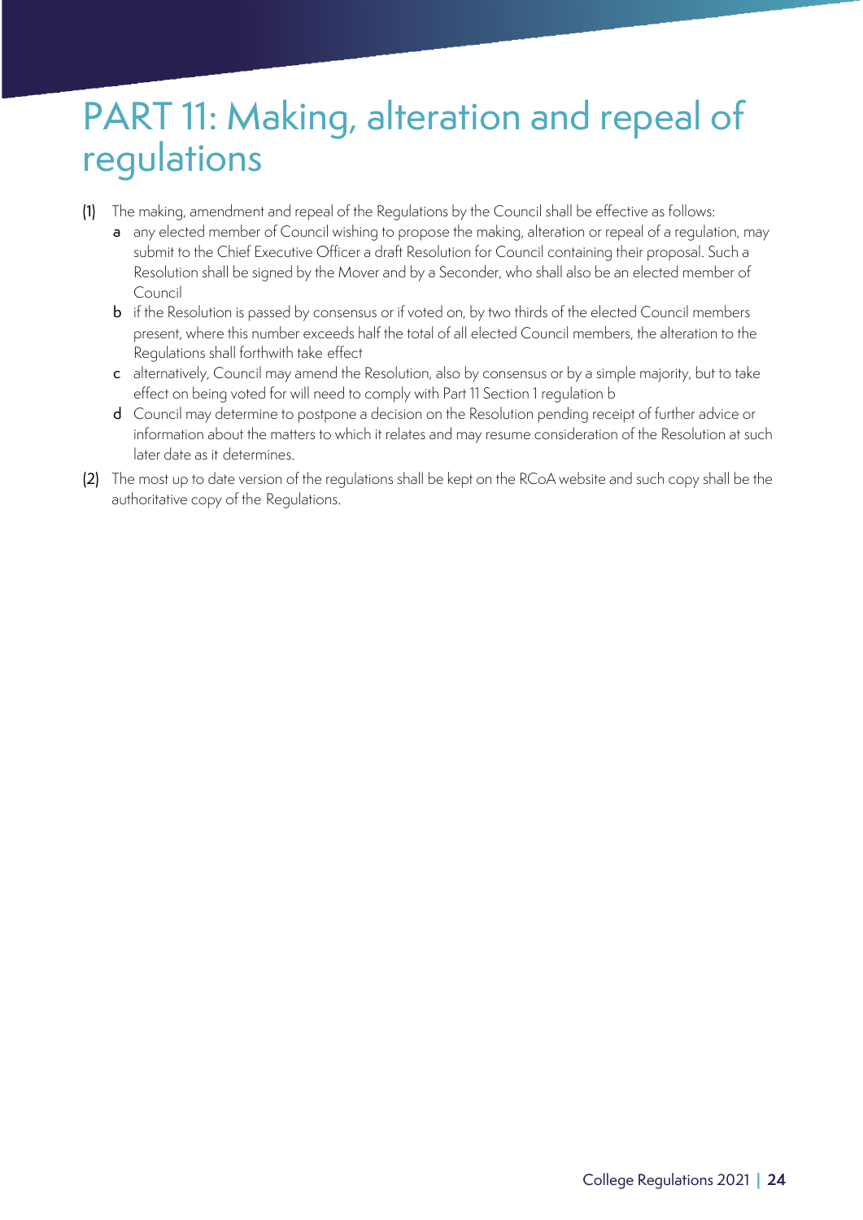# PART 11: Making, alteration and repeal of regulations

(1) The making, amendment and repeal of the Regulations by the Council shall be effective as follows:

  a any elected member of Council wishing to propose the making, alteration or repeal of a regulation, may submit to the Chief Executive Officer a draft Resolution for Council containing their proposal. Such a Resolution shall be signed by the Mover and by a Seconder, who shall also be an elected member of Council

  b if the Resolution is passed by consensus or if voted on, by two thirds of the elected Council members present, where this number exceeds half the total of all elected Council members, the alteration to the Regulations shall forthwith take effect

  c alternatively, Council may amend the Resolution, also by consensus or by a simple majority, but to take effect on being voted for will need to comply with Part 11 Section 1 regulation b

  d Council may determine to postpone a decision on the Resolution pending receipt of further advice or information about the matters to which it relates and may resume consideration of the Resolution at such later date as it determines.

(2) The most up to date version of the regulations shall be kept on the RCoA website and such copy shall be the authoritative copy of the Regulations.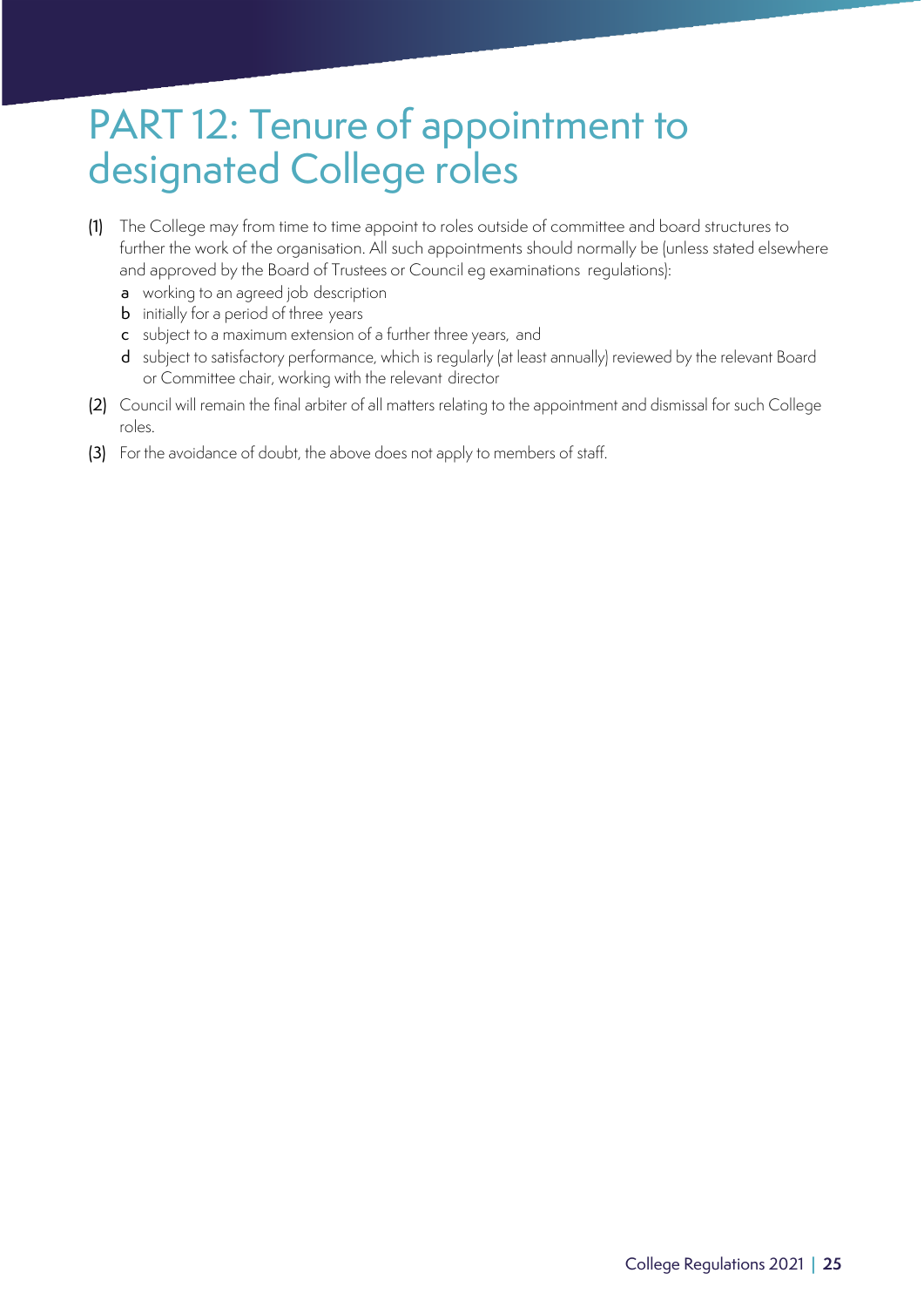# PART 12: Tenure of appointment to designated College roles

(1) The College may from time to time appoint to roles outside of committee and board structures to further the work of the organisation. All such appointments should normally be (unless stated elsewhere and approved by the Board of Trustees or Council eg examinations regulations):

- a working to an agreed job description
- b initially for a period of three years
- c subject to a maximum extension of a further three years, and
- d subject to satisfactory performance, which is regularly (at least annually) reviewed by the relevant Board or Committee chair, working with the relevant director

(2) Council will remain the final arbiter of all matters relating to the appointment and dismissal for such College roles.

(3) For the avoidance of doubt, the above does not apply to members of staff.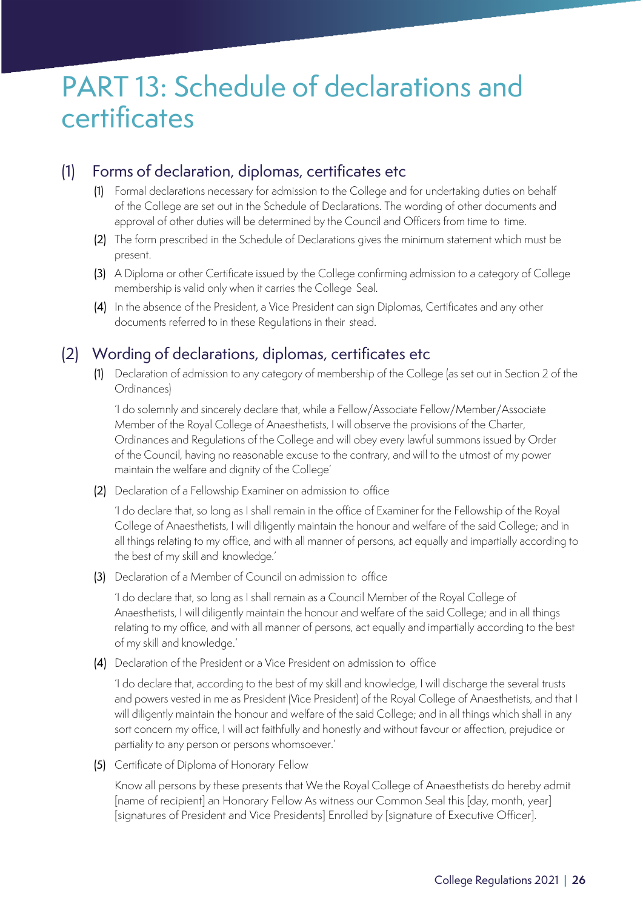# PART 13: Schedule of declarations and certificates

## (1) Forms of declaration, diplomas, certificates etc

**(1)** Formal declarations necessary for admission to the College and for undertaking duties on behalf of the College are set out in the Schedule of Declarations. The wording of other documents and approval of other duties will be determined by the Council and Officers from time to time.

**(2)** The form prescribed in the Schedule of Declarations gives the minimum statement which must be present.

**(3)** A Diploma or other Certificate issued by the College confirming admission to a category of College membership is valid only when it carries the College Seal.

**(4)** In the absence of the President, a Vice President can sign Diplomas, Certificates and any other documents referred to in these Regulations in their stead.

## (2) Wording of declarations, diplomas, certificates etc

**(1)** Declaration of admission to any category of membership of the College (as set out in Section 2 of the Ordinances)

'I do solemnly and sincerely declare that, while a Fellow/Associate Fellow/Member/Associate Member of the Royal College of Anaesthetists, I will observe the provisions of the Charter, Ordinances and Regulations of the College and will obey every lawful summons issued by Order of the Council, having no reasonable excuse to the contrary, and will to the utmost of my power maintain the welfare and dignity of the College'

**(2)** Declaration of a Fellowship Examiner on admission to office

'I do declare that, so long as I shall remain in the office of Examiner for the Fellowship of the Royal College of Anaesthetists, I will diligently maintain the honour and welfare of the said College; and in all things relating to my office, and with all manner of persons, act equally and impartially according to the best of my skill and knowledge.'

**(3)** Declaration of a Member of Council on admission to office

'I do declare that, so long as I shall remain as a Council Member of the Royal College of Anaesthetists, I will diligently maintain the honour and welfare of the said College; and in all things relating to my office, and with all manner of persons, act equally and impartially according to the best of my skill and knowledge.'

**(4)** Declaration of the President or a Vice President on admission to office

'I do declare that, according to the best of my skill and knowledge, I will discharge the several trusts and powers vested in me as President (Vice President) of the Royal College of Anaesthetists, and that I will diligently maintain the honour and welfare of the said College; and in all things which shall in any sort concern my office, I will act faithfully and honestly and without favour or affection, prejudice or partiality to any person or persons whomsoever.'

**(5)** Certificate of Diploma of Honorary Fellow

Know all persons by these presents that We the Royal College of Anaesthetists do hereby admit [name of recipient] an Honorary Fellow As witness our Common Seal this [day, month, year] [signatures of President and Vice Presidents] Enrolled by [signature of Executive Officer].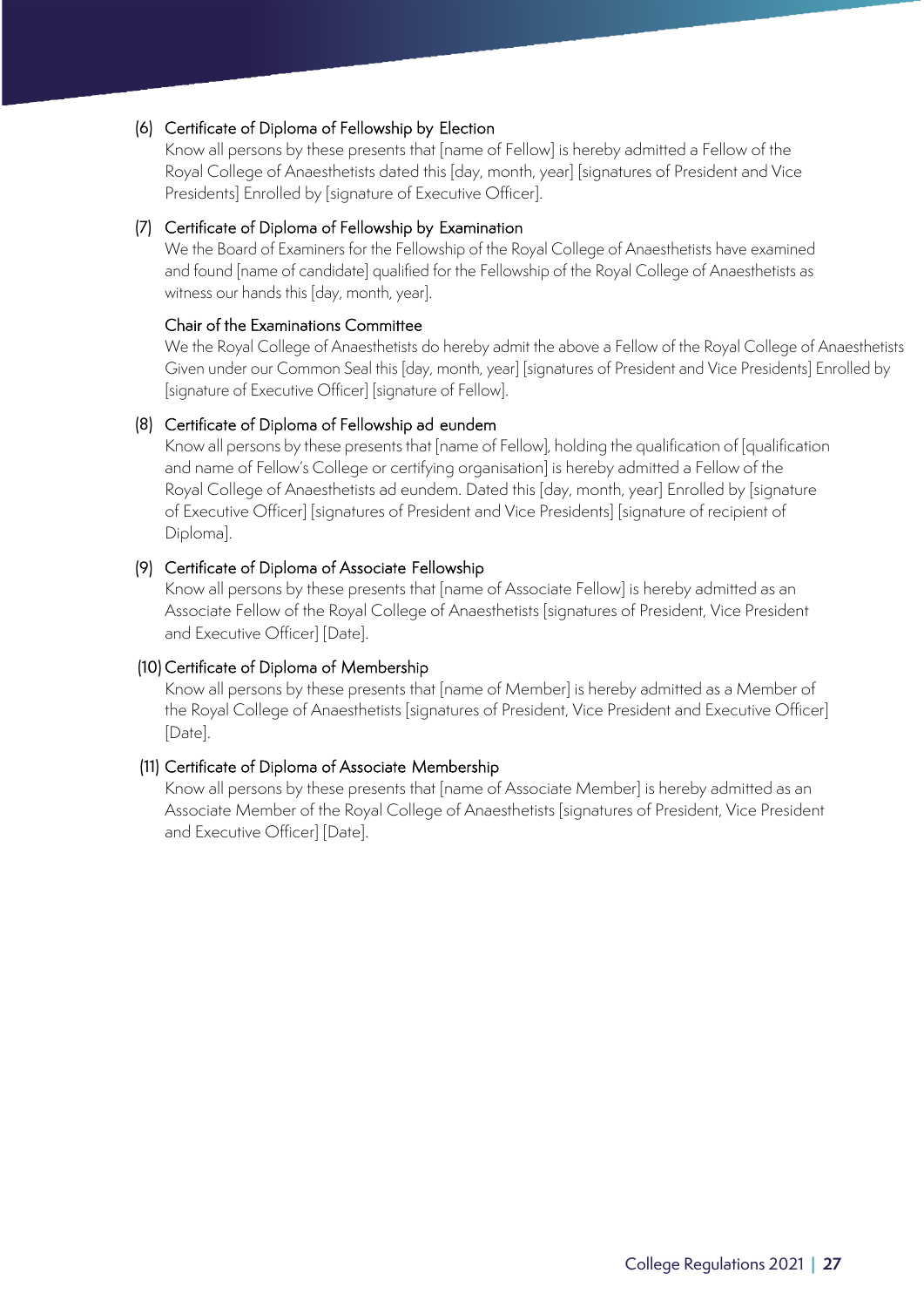(6) Certificate of Diploma of Fellowship by Election

Know all persons by these presents that [name of Fellow] is hereby admitted a Fellow of the Royal College of Anaesthetists dated this [day, month, year] [signatures of President and Vice Presidents] Enrolled by [signature of Executive Officer].

(7) Certificate of Diploma of Fellowship by Examination

We the Board of Examiners for the Fellowship of the Royal College of Anaesthetists have examined and found [name of candidate] qualified for the Fellowship of the Royal College of Anaesthetists as witness our hands this [day, month, year].

Chair of the Examinations Committee

We the Royal College of Anaesthetists do hereby admit the above a Fellow of the Royal College of Anaesthetists Given under our Common Seal this [day, month, year] [signatures of President and Vice Presidents] Enrolled by [signature of Executive Officer] [signature of Fellow].

(8) Certificate of Diploma of Fellowship ad eundem

Know all persons by these presents that [name of Fellow], holding the qualification of [qualification and name of Fellow's College or certifying organisation] is hereby admitted a Fellow of the Royal College of Anaesthetists ad eundem. Dated this [day, month, year] Enrolled by [signature of Executive Officer] [signatures of President and Vice Presidents] [signature of recipient of Diploma].

(9) Certificate of Diploma of Associate Fellowship

Know all persons by these presents that [name of Associate Fellow] is hereby admitted as an Associate Fellow of the Royal College of Anaesthetists [signatures of President, Vice President and Executive Officer] [Date].

(10) Certificate of Diploma of Membership

Know all persons by these presents that [name of Member] is hereby admitted as a Member of the Royal College of Anaesthetists [signatures of President, Vice President and Executive Officer] [Date].

(11) Certificate of Diploma of Associate Membership

Know all persons by these presents that [name of Associate Member] is hereby admitted as an Associate Member of the Royal College of Anaesthetists [signatures of President, Vice President and Executive Officer] [Date].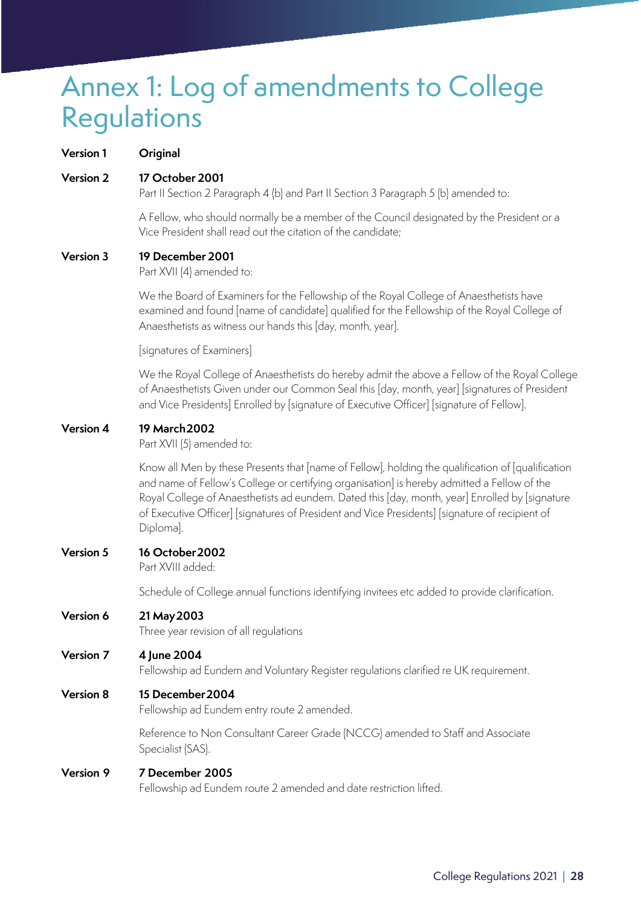# Annex 1: Log of amendments to College Regulations

**Version 1** **Original**

**Version 2** **17 October 2001**

Part II Section 2 Paragraph 4 (b) and Part II Section 3 Paragraph 5 (b) amended to:

A Fellow, who should normally be a member of the Council designated by the President or a Vice President shall read out the citation of the candidate;

**Version 3** **19 December 2001**

Part XVII (4) amended to:

We the Board of Examiners for the Fellowship of the Royal College of Anaesthetists have examined and found [name of candidate] qualified for the Fellowship of the Royal College of Anaesthetists as witness our hands this [day, month, year].

[signatures of Examiners]

We the Royal College of Anaesthetists do hereby admit the above a Fellow of the Royal College of Anaesthetists Given under our Common Seal this [day, month, year] [signatures of President and Vice Presidents] Enrolled by [signature of Executive Officer] [signature of Fellow].

**Version 4** **19 March 2002**

Part XVII (5) amended to:

Know all Men by these Presents that [name of Fellow], holding the qualification of [qualification and name of Fellow's College or certifying organisation] is hereby admitted a Fellow of the Royal College of Anaesthetists ad eundem. Dated this [day, month, year] Enrolled by [signature of Executive Officer] [signatures of President and Vice Presidents] [signature of recipient of Diploma].

**Version 5** **16 October 2002**

Part XVIII added:

Schedule of College annual functions identifying invitees etc added to provide clarification.

**Version 6** **21 May 2003**

Three year revision of all regulations

**Version 7** **4 June 2004**

Fellowship ad Eundem and Voluntary Register regulations clarified re UK requirement.

**Version 8** **15 December 2004**

Fellowship ad Eundem entry route 2 amended.

Reference to Non Consultant Career Grade (NCCG) amended to Staff and Associate Specialist (SAS).

**Version 9** **7 December 2005**

Fellowship ad Eundem route 2 amended and date restriction lifted.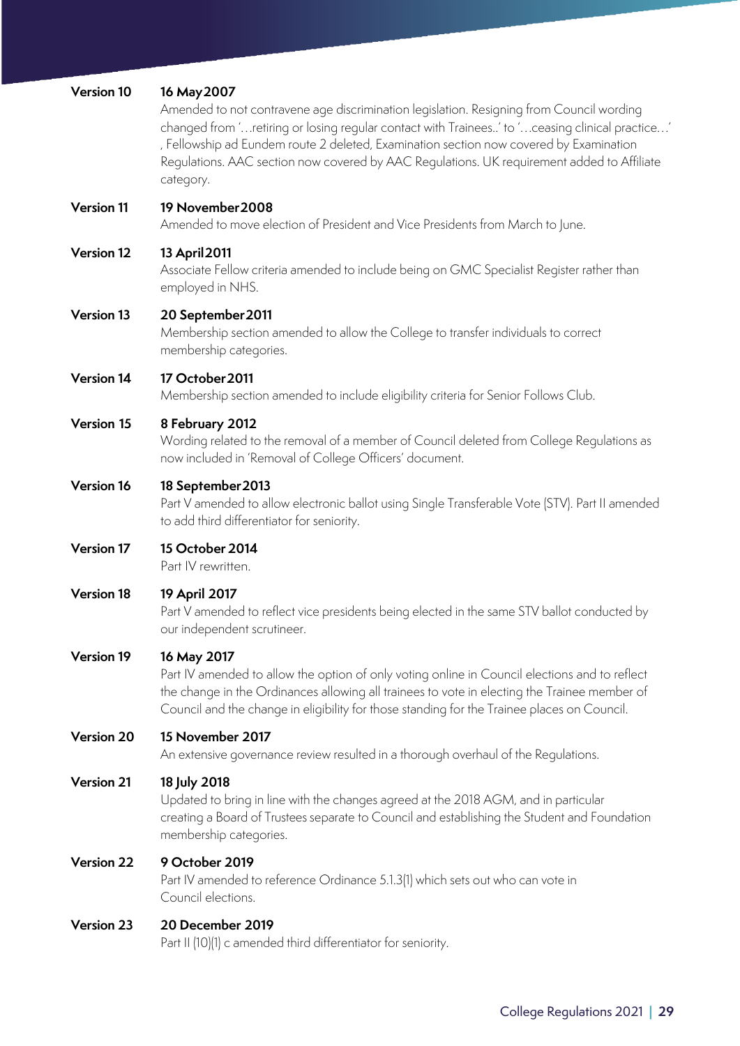**Version 10** **16 May 2007**
Amended to not contravene age discrimination legislation. Resigning from Council wording changed from '…retiring or losing regular contact with Trainees..' to '…ceasing clinical practice…' , Fellowship ad Eundem route 2 deleted, Examination section now covered by Examination Regulations. AAC section now covered by AAC Regulations. UK requirement added to Affiliate category.

**Version 11** **19 November 2008**
Amended to move election of President and Vice Presidents from March to June.

**Version 12** **13 April 2011**
Associate Fellow criteria amended to include being on GMC Specialist Register rather than employed in NHS.

**Version 13** **20 September 2011**
Membership section amended to allow the College to transfer individuals to correct membership categories.

**Version 14** **17 October 2011**
Membership section amended to include eligibility criteria for Senior Follows Club.

**Version 15** **8 February 2012**
Wording related to the removal of a member of Council deleted from College Regulations as now included in 'Removal of College Officers' document.

**Version 16** **18 September 2013**
Part V amended to allow electronic ballot using Single Transferable Vote (STV). Part II amended to add third differentiator for seniority.

**Version 17** **15 October 2014**
Part IV rewritten.

**Version 18** **19 April 2017**
Part V amended to reflect vice presidents being elected in the same STV ballot conducted by our independent scrutineer.

**Version 19** **16 May 2017**
Part IV amended to allow the option of only voting online in Council elections and to reflect the change in the Ordinances allowing all trainees to vote in electing the Trainee member of Council and the change in eligibility for those standing for the Trainee places on Council.

**Version 20** **15 November 2017**
An extensive governance review resulted in a thorough overhaul of the Regulations.

**Version 21** **18 July 2018**
Updated to bring in line with the changes agreed at the 2018 AGM, and in particular creating a Board of Trustees separate to Council and establishing the Student and Foundation membership categories.

**Version 22** **9 October 2019**
Part IV amended to reference Ordinance 5.1.3(1) which sets out who can vote in Council elections.

**Version 23** **20 December 2019**
Part II (10)(1) c amended third differentiator for seniority.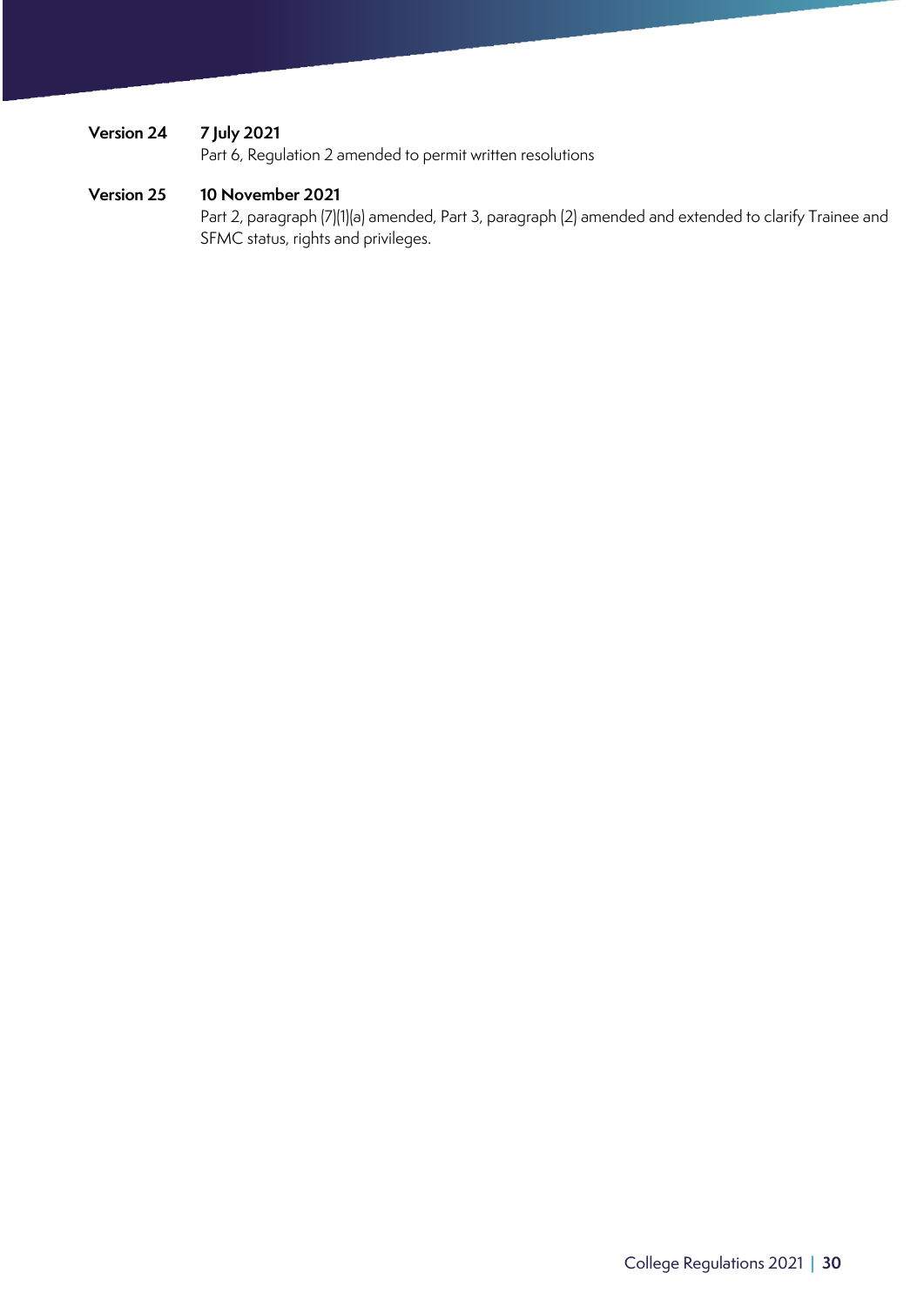**Version 24** **7 July 2021**
Part 6, Regulation 2 amended to permit written resolutions

**Version 25** **10 November 2021**
Part 2, paragraph (7)(1)(a) amended, Part 3, paragraph (2) amended and extended to clarify Trainee and SFMC status, rights and privileges.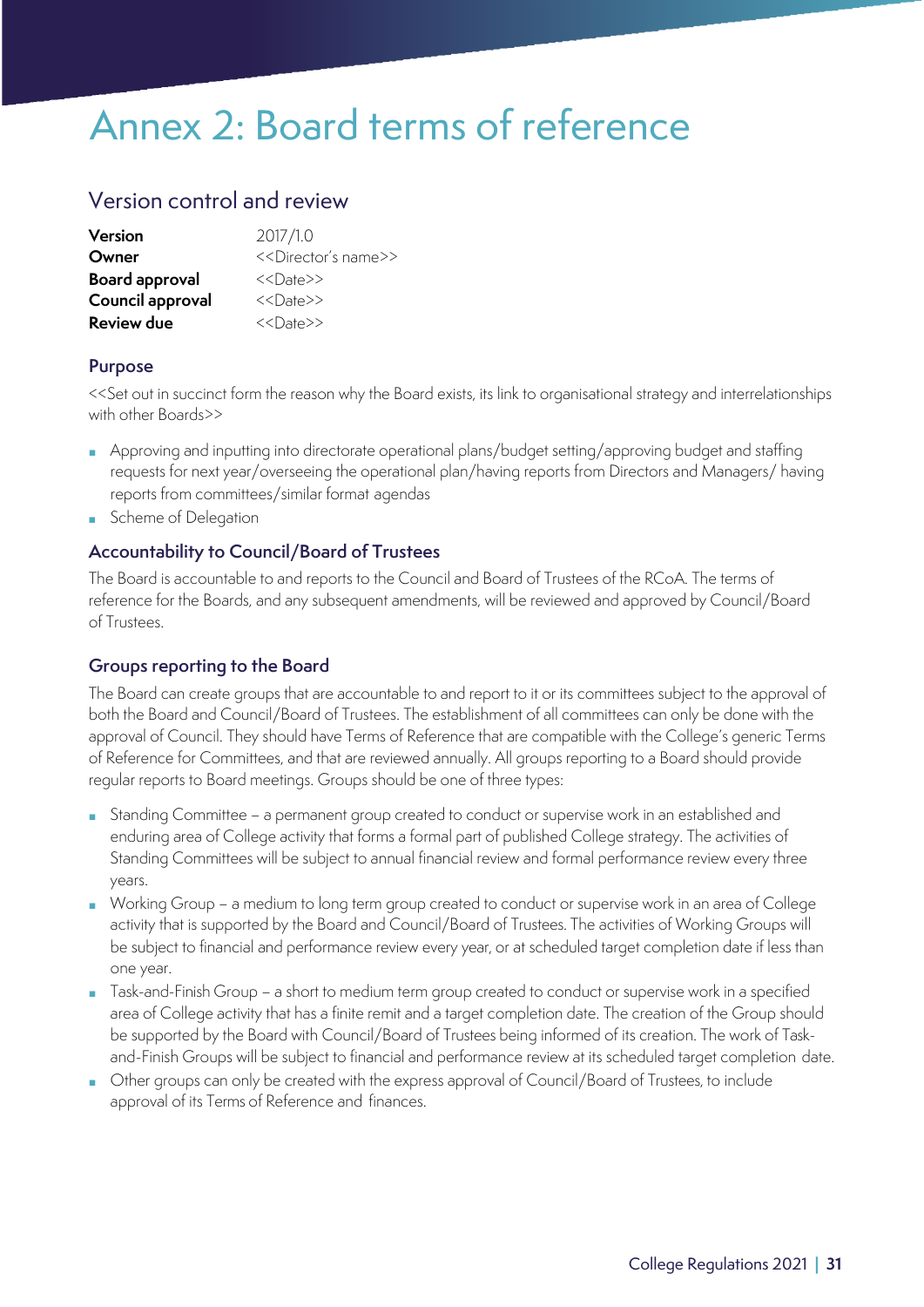# Annex 2: Board terms of reference

## Version control and review

| | |
|---|---|
| **Version** | 2017/1.0 |
| **Owner** | <<Director's name>> |
| **Board approval** | <<Date>> |
| **Council approval** | <<Date>> |
| **Review due** | <<Date>> |

### Purpose

<<Set out in succinct form the reason why the Board exists, its link to organisational strategy and interrelationships with other Boards>>

- Approving and inputting into directorate operational plans/budget setting/approving budget and staffing requests for next year/overseeing the operational plan/having reports from Directors and Managers/ having reports from committees/similar format agendas
- Scheme of Delegation

### Accountability to Council/Board of Trustees

The Board is accountable to and reports to the Council and Board of Trustees of the RCoA. The terms of reference for the Boards, and any subsequent amendments, will be reviewed and approved by Council/Board of Trustees.

### Groups reporting to the Board

The Board can create groups that are accountable to and report to it or its committees subject to the approval of both the Board and Council/Board of Trustees. The establishment of all committees can only be done with the approval of Council. They should have Terms of Reference that are compatible with the College's generic Terms of Reference for Committees, and that are reviewed annually. All groups reporting to a Board should provide regular reports to Board meetings. Groups should be one of three types:

- Standing Committee – a permanent group created to conduct or supervise work in an established and enduring area of College activity that forms a formal part of published College strategy. The activities of Standing Committees will be subject to annual financial review and formal performance review every three years.
- Working Group – a medium to long term group created to conduct or supervise work in an area of College activity that is supported by the Board and Council/Board of Trustees. The activities of Working Groups will be subject to financial and performance review every year, or at scheduled target completion date if less than one year.
- Task-and-Finish Group – a short to medium term group created to conduct or supervise work in a specified area of College activity that has a finite remit and a target completion date. The creation of the Group should be supported by the Board with Council/Board of Trustees being informed of its creation. The work of Task-and-Finish Groups will be subject to financial and performance review at its scheduled target completion date.
- Other groups can only be created with the express approval of Council/Board of Trustees, to include approval of its Terms of Reference and finances.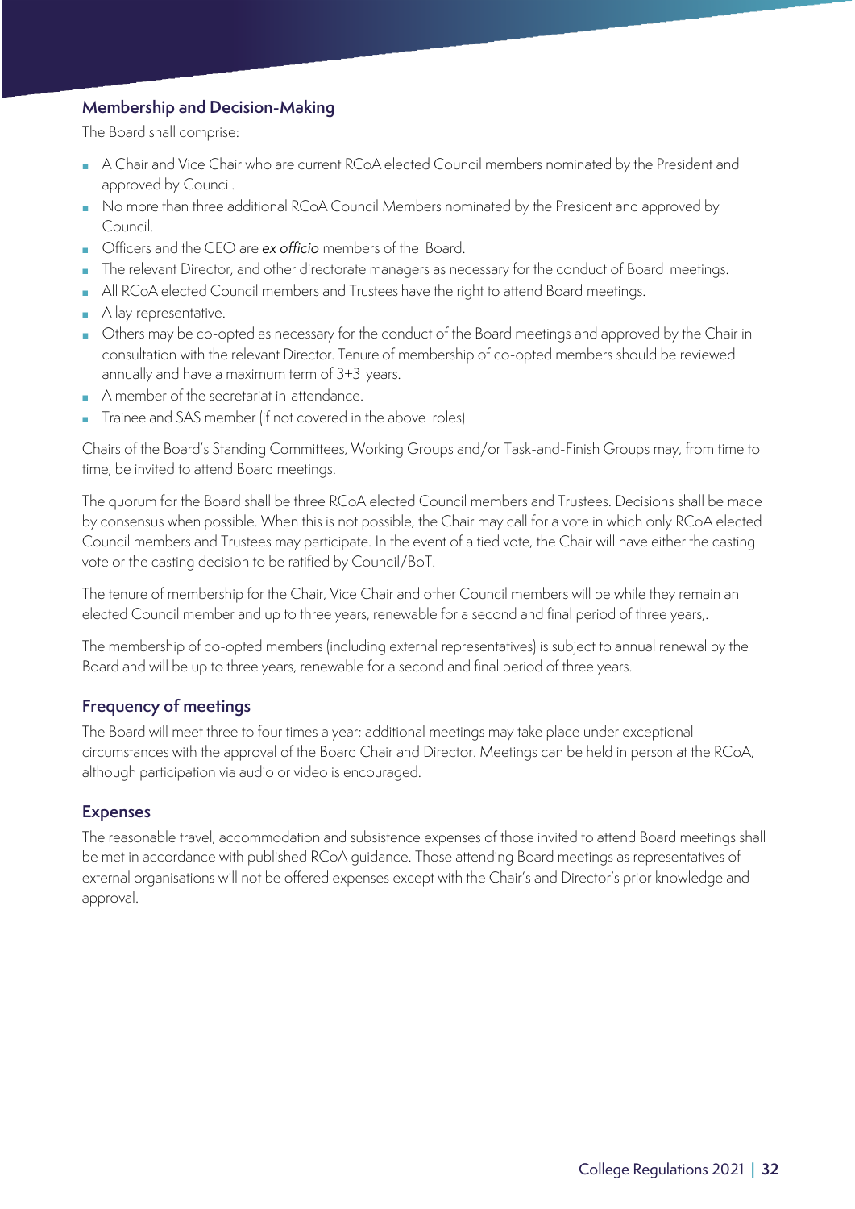## Membership and Decision-Making

The Board shall comprise:

- A Chair and Vice Chair who are current RCoA elected Council members nominated by the President and approved by Council.
- No more than three additional RCoA Council Members nominated by the President and approved by Council.
- Officers and the CEO are *ex officio* members of the Board.
- The relevant Director, and other directorate managers as necessary for the conduct of Board meetings.
- All RCoA elected Council members and Trustees have the right to attend Board meetings.
- A lay representative.
- Others may be co-opted as necessary for the conduct of the Board meetings and approved by the Chair in consultation with the relevant Director. Tenure of membership of co-opted members should be reviewed annually and have a maximum term of 3+3 years.
- A member of the secretariat in attendance.
- Trainee and SAS member (if not covered in the above roles)

Chairs of the Board's Standing Committees, Working Groups and/or Task-and-Finish Groups may, from time to time, be invited to attend Board meetings.

The quorum for the Board shall be three RCoA elected Council members and Trustees. Decisions shall be made by consensus when possible. When this is not possible, the Chair may call for a vote in which only RCoA elected Council members and Trustees may participate. In the event of a tied vote, the Chair will have either the casting vote or the casting decision to be ratified by Council/BoT.

The tenure of membership for the Chair, Vice Chair and other Council members will be while they remain an elected Council member and up to three years, renewable for a second and final period of three years,.

The membership of co-opted members (including external representatives) is subject to annual renewal by the Board and will be up to three years, renewable for a second and final period of three years.

## Frequency of meetings

The Board will meet three to four times a year; additional meetings may take place under exceptional circumstances with the approval of the Board Chair and Director. Meetings can be held in person at the RCoA, although participation via audio or video is encouraged.

## Expenses

The reasonable travel, accommodation and subsistence expenses of those invited to attend Board meetings shall be met in accordance with published RCoA guidance. Those attending Board meetings as representatives of external organisations will not be offered expenses except with the Chair's and Director's prior knowledge and approval.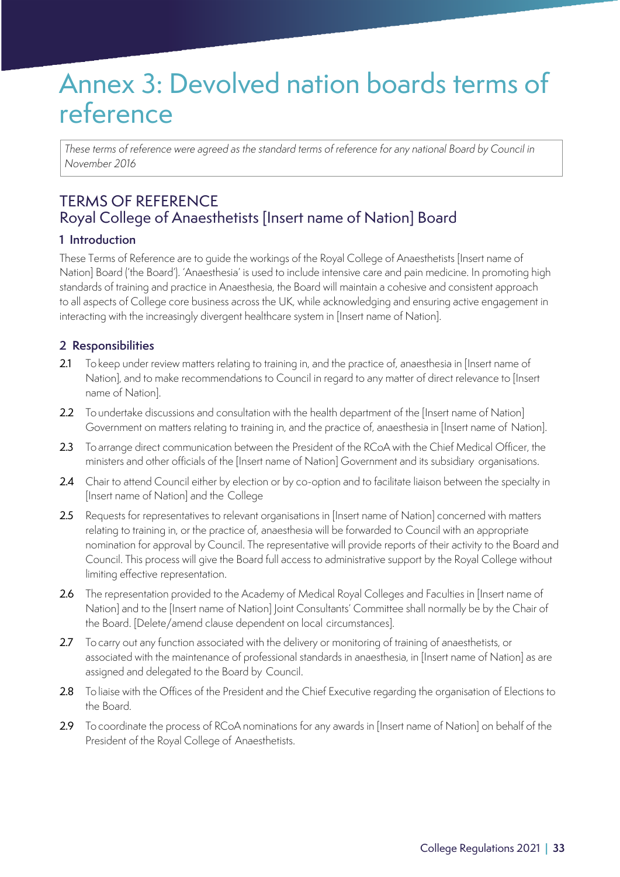# Annex 3: Devolved nation boards terms of reference

*These terms of reference were agreed as the standard terms of reference for any national Board by Council in November 2016*

## TERMS OF REFERENCE
## Royal College of Anaesthetists [Insert name of Nation] Board

### 1 Introduction

These Terms of Reference are to guide the workings of the Royal College of Anaesthetists [Insert name of Nation] Board ('the Board'). 'Anaesthesia' is used to include intensive care and pain medicine. In promoting high standards of training and practice in Anaesthesia, the Board will maintain a cohesive and consistent approach to all aspects of College core business across the UK, while acknowledging and ensuring active engagement in interacting with the increasingly divergent healthcare system in [Insert name of Nation].

### 2 Responsibilities

**2.1** To keep under review matters relating to training in, and the practice of, anaesthesia in [Insert name of Nation], and to make recommendations to Council in regard to any matter of direct relevance to [Insert name of Nation].

**2.2** To undertake discussions and consultation with the health department of the [Insert name of Nation] Government on matters relating to training in, and the practice of, anaesthesia in [Insert name of Nation].

**2.3** To arrange direct communication between the President of the RCoA with the Chief Medical Officer, the ministers and other officials of the [Insert name of Nation] Government and its subsidiary organisations.

**2.4** Chair to attend Council either by election or by co-option and to facilitate liaison between the specialty in [Insert name of Nation] and the College

**2.5** Requests for representatives to relevant organisations in [Insert name of Nation] concerned with matters relating to training in, or the practice of, anaesthesia will be forwarded to Council with an appropriate nomination for approval by Council. The representative will provide reports of their activity to the Board and Council. This process will give the Board full access to administrative support by the Royal College without limiting effective representation.

**2.6** The representation provided to the Academy of Medical Royal Colleges and Faculties in [Insert name of Nation] and to the [Insert name of Nation] Joint Consultants' Committee shall normally be by the Chair of the Board. [Delete/amend clause dependent on local circumstances].

**2.7** To carry out any function associated with the delivery or monitoring of training of anaesthetists, or associated with the maintenance of professional standards in anaesthesia, in [Insert name of Nation] as are assigned and delegated to the Board by Council.

**2.8** To liaise with the Offices of the President and the Chief Executive regarding the organisation of Elections to the Board.

**2.9** To coordinate the process of RCoA nominations for any awards in [Insert name of Nation] on behalf of the President of the Royal College of Anaesthetists.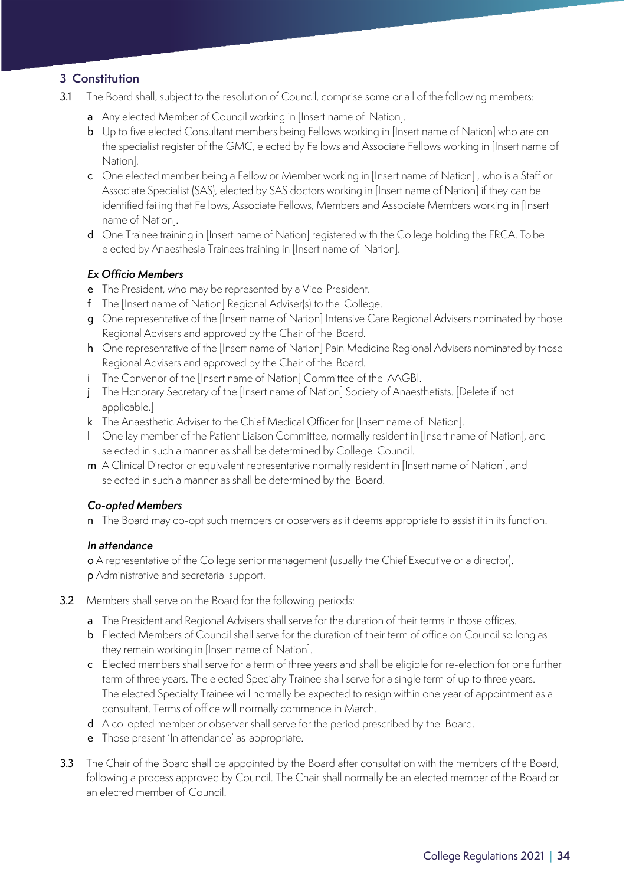## 3 Constitution

3.1 The Board shall, subject to the resolution of Council, comprise some or all of the following members:

a Any elected Member of Council working in [Insert name of Nation].

b Up to five elected Consultant members being Fellows working in [Insert name of Nation] who are on the specialist register of the GMC, elected by Fellows and Associate Fellows working in [Insert name of Nation].

c One elected member being a Fellow or Member working in [Insert name of Nation] , who is a Staff or Associate Specialist (SAS), elected by SAS doctors working in [Insert name of Nation] if they can be identified failing that Fellows, Associate Fellows, Members and Associate Members working in [Insert name of Nation].

d One Trainee training in [Insert name of Nation] registered with the College holding the FRCA. To be elected by Anaesthesia Trainees training in [Insert name of Nation].

### *Ex Officio Members*

e The President, who may be represented by a Vice President.

f The [Insert name of Nation] Regional Adviser(s) to the College.

g One representative of the [Insert name of Nation] Intensive Care Regional Advisers nominated by those Regional Advisers and approved by the Chair of the Board.

h One representative of the [Insert name of Nation] Pain Medicine Regional Advisers nominated by those Regional Advisers and approved by the Chair of the Board.

i The Convenor of the [Insert name of Nation] Committee of the AAGBI.

j The Honorary Secretary of the [Insert name of Nation] Society of Anaesthetists. [Delete if not applicable.]

k The Anaesthetic Adviser to the Chief Medical Officer for [Insert name of Nation].

l One lay member of the Patient Liaison Committee, normally resident in [Insert name of Nation], and selected in such a manner as shall be determined by College Council.

m A Clinical Director or equivalent representative normally resident in [Insert name of Nation], and selected in such a manner as shall be determined by the Board.

### *Co-opted Members*

n The Board may co-opt such members or observers as it deems appropriate to assist it in its function.

### *In attendance*

o A representative of the College senior management (usually the Chief Executive or a director).

p Administrative and secretarial support.

3.2 Members shall serve on the Board for the following periods:

a The President and Regional Advisers shall serve for the duration of their terms in those offices.

b Elected Members of Council shall serve for the duration of their term of office on Council so long as they remain working in [Insert name of Nation].

c Elected members shall serve for a term of three years and shall be eligible for re-election for one further term of three years. The elected Specialty Trainee shall serve for a single term of up to three years. The elected Specialty Trainee will normally be expected to resign within one year of appointment as a consultant. Terms of office will normally commence in March.

d A co-opted member or observer shall serve for the period prescribed by the Board.

e Those present 'In attendance' as appropriate.

3.3 The Chair of the Board shall be appointed by the Board after consultation with the members of the Board, following a process approved by Council. The Chair shall normally be an elected member of the Board or an elected member of Council.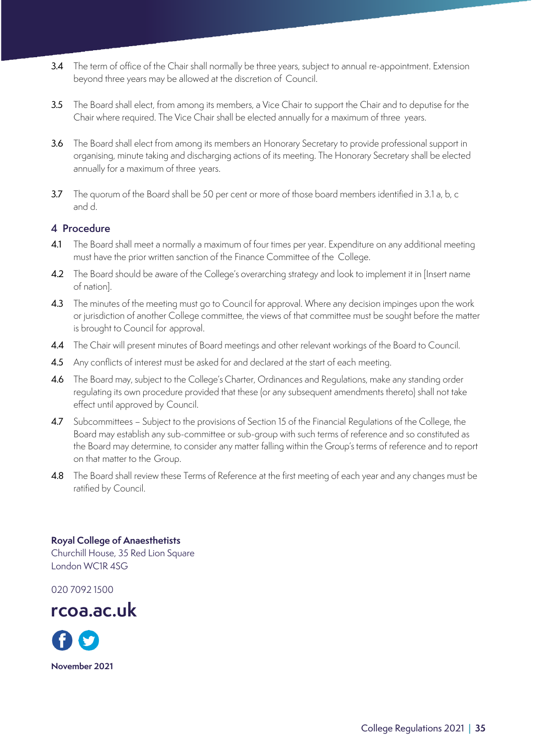3.4 The term of office of the Chair shall normally be three years, subject to annual re-appointment. Extension beyond three years may be allowed at the discretion of Council.

3.5 The Board shall elect, from among its members, a Vice Chair to support the Chair and to deputise for the Chair where required. The Vice Chair shall be elected annually for a maximum of three years.

3.6 The Board shall elect from among its members an Honorary Secretary to provide professional support in organising, minute taking and discharging actions of its meeting. The Honorary Secretary shall be elected annually for a maximum of three years.

3.7 The quorum of the Board shall be 50 per cent or more of those board members identified in 3.1 a, b, c and d.

## 4 Procedure

4.1 The Board shall meet a normally a maximum of four times per year. Expenditure on any additional meeting must have the prior written sanction of the Finance Committee of the College.

4.2 The Board should be aware of the College's overarching strategy and look to implement it in [Insert name of nation].

4.3 The minutes of the meeting must go to Council for approval. Where any decision impinges upon the work or jurisdiction of another College committee, the views of that committee must be sought before the matter is brought to Council for approval.

4.4 The Chair will present minutes of Board meetings and other relevant workings of the Board to Council.

4.5 Any conflicts of interest must be asked for and declared at the start of each meeting.

4.6 The Board may, subject to the College's Charter, Ordinances and Regulations, make any standing order regulating its own procedure provided that these (or any subsequent amendments thereto) shall not take effect until approved by Council.

4.7 Subcommittees – Subject to the provisions of Section 15 of the Financial Regulations of the College, the Board may establish any sub-committee or sub-group with such terms of reference and so constituted as the Board may determine, to consider any matter falling within the Group's terms of reference and to report on that matter to the Group.

4.8 The Board shall review these Terms of Reference at the first meeting of each year and any changes must be ratified by Council.

**Royal College of Anaesthetists**
Churchill House, 35 Red Lion Square
London WC1R 4SG

020 7092 1500

**rcoa.ac.uk**

**November 2021**